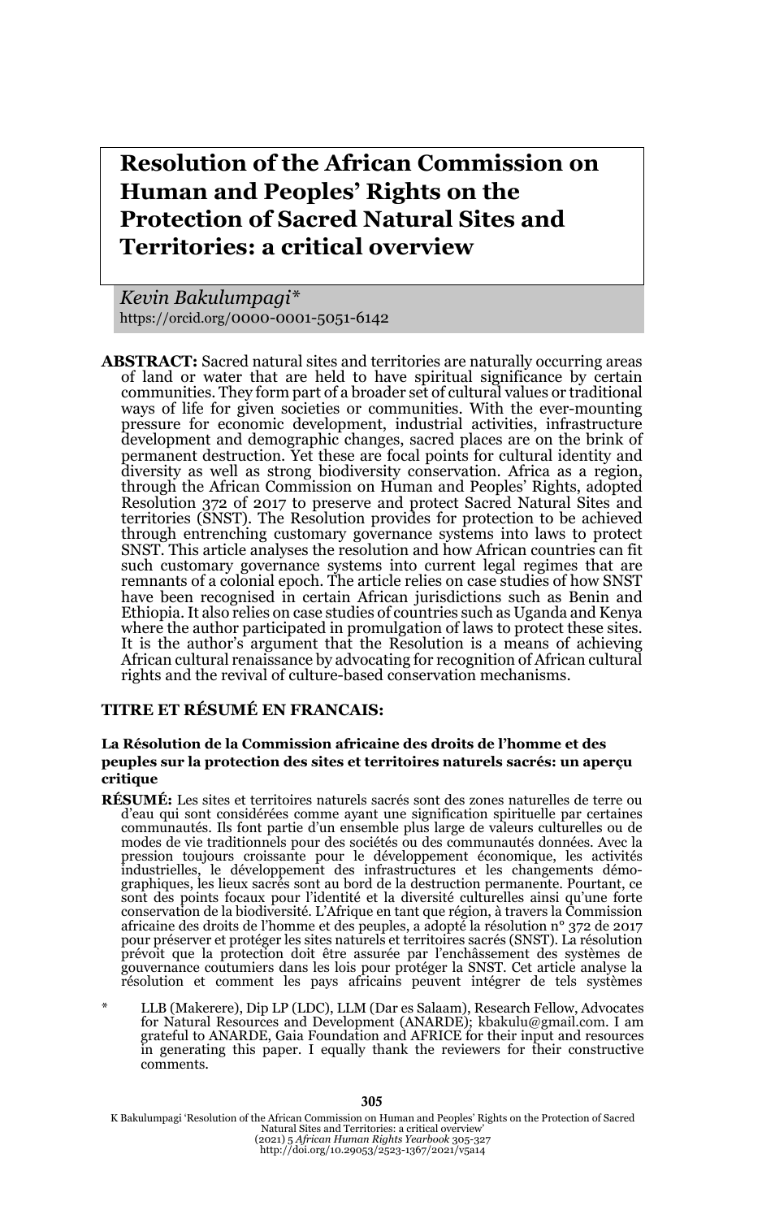# Resolution of the African Commission on Human and Peoples' Rights on the Protection of Sacred Natural Sites and Territories: a critical overview

*Kevin Bakulumpagi\**
https://orcid.org/0000-0001-5051-6142

**ABSTRACT:** Sacred natural sites and territories are naturally occurring areas of land or water that are held to have spiritual significance by certain communities. They form part of a broader set of cultural values or traditional ways of life for given societies or communities. With the ever-mounting pressure for economic development, industrial activities, infrastructure development and demographic changes, sacred places are on the brink of permanent destruction. Yet these are focal points for cultural identity and diversity as well as strong biodiversity conservation. Africa as a region, through the African Commission on Human and Peoples' Rights, adopted Resolution 372 of 2017 to preserve and protect Sacred Natural Sites and territories (SNST). The Resolution provides for protection to be achieved through entrenching customary governance systems into laws to protect SNST. This article analyses the resolution and how African countries can fit such customary governance systems into current legal regimes that are remnants of a colonial epoch. The article relies on case studies of how SNST have been recognised in certain African jurisdictions such as Benin and Ethiopia. It also relies on case studies of countries such as Uganda and Kenya where the author participated in promulgation of laws to protect these sites. It is the author's argument that the Resolution is a means of achieving African cultural renaissance by advocating for recognition of African cultural rights and the revival of culture-based conservation mechanisms.

**TITRE ET RÉSUMÉ EN FRANCAIS:**

**La Résolution de la Commission africaine des droits de l'homme et des peuples sur la protection des sites et territoires naturels sacrés: un aperçu critique**

**RÉSUMÉ:** Les sites et territoires naturels sacrés sont des zones naturelles de terre ou d'eau qui sont considérées comme ayant une signification spirituelle par certaines communautés. Ils font partie d'un ensemble plus large de valeurs culturelles ou de modes de vie traditionnels pour des sociétés ou des communautés données. Avec la pression toujours croissante pour le développement économique, les activités industrielles, le développement des infrastructures et les changements démographiques, les lieux sacrés sont au bord de la destruction permanente. Pourtant, ce sont des points focaux pour l'identité et la diversité culturelles ainsi qu'une forte conservation de la biodiversité. L'Afrique en tant que région, à travers la Commission africaine des droits de l'homme et des peuples, a adopté la résolution n° 372 de 2017 pour préserver et protéger les sites naturels et territoires sacrés (SNST). La résolution prévoit que la protection doit être assurée par l'enchâssement des systèmes de gouvernance coutumiers dans les lois pour protéger la SNST. Cet article analyse la résolution et comment les pays africains peuvent intégrer de tels systèmes

\* LLB (Makerere), Dip LP (LDC), LLM (Dar es Salaam), Research Fellow, Advocates for Natural Resources and Development (ANARDE); kbakulu@gmail.com. I am grateful to ANARDE, Gaia Foundation and AFRICE for their input and resources in generating this paper. I equally thank the reviewers for their constructive comments.

K Bakulumpagi 'Resolution of the African Commission on Human and Peoples' Rights on the Protection of Sacred Natural Sites and Territories: a critical overview' (2021) 5 *African Human Rights Yearbook* 305-327
http://doi.org/10.29053/2523-1367/2021/v5a14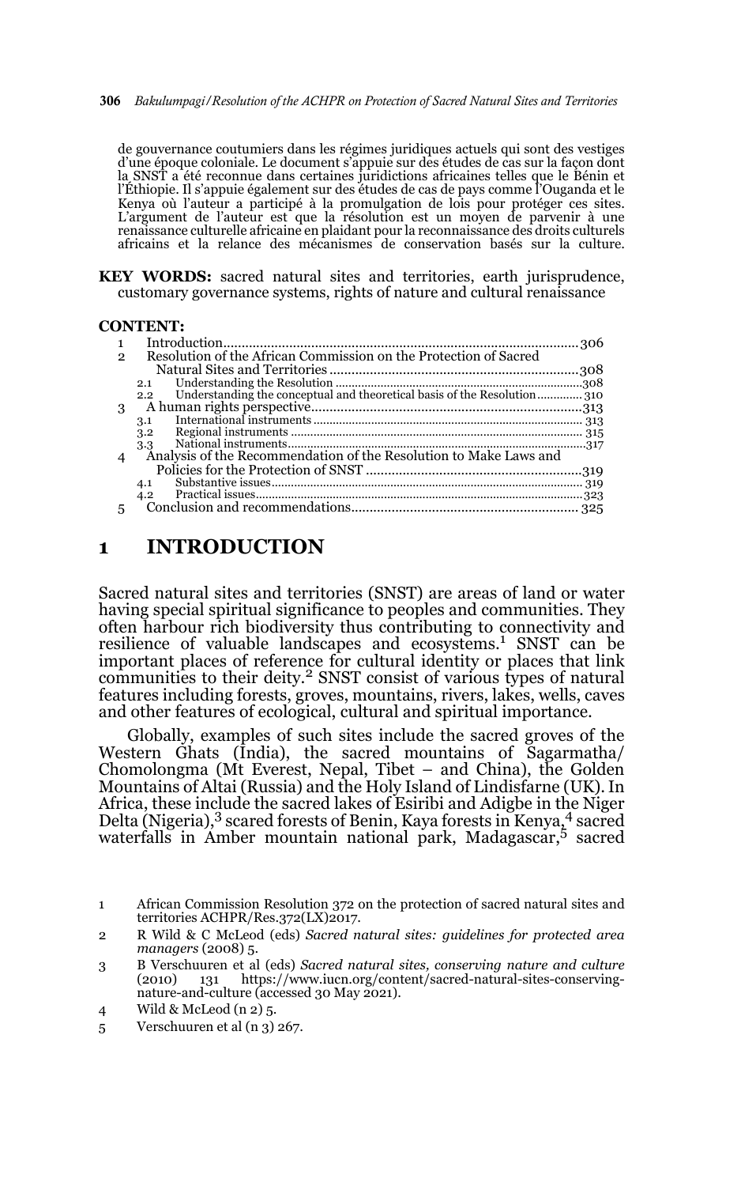de gouvernance coutumiers dans les régimes juridiques actuels qui sont des vestiges d'une époque coloniale. Le document s'appuie sur des études de cas sur la façon dont la SNST a été reconnue dans certaines juridictions africaines telles que le Bénin et l'Éthiopie. Il s'appuie également sur des études de cas de pays comme l'Ouganda et le Kenya où l'auteur a participé à la promulgation de lois pour protéger ces sites. L'argument de l'auteur est que la résolution est un moyen de parvenir à une renaissance culturelle africaine en plaidant pour la reconnaissance des droits culturels africains et la relance des mécanismes de conservation basés sur la culture.

**KEY WORDS:** sacred natural sites and territories, earth jurisprudence, customary governance systems, rights of nature and cultural renaissance

**CONTENT:**

1 Introduction ... 306
2 Resolution of the African Commission on the Protection of Sacred Natural Sites and Territories ... 308
  2.1 Understanding the Resolution ... 308
  2.2 Understanding the conceptual and theoretical basis of the Resolution ... 310
3 A human rights perspective ... 313
  3.1 International instruments ... 313
  3.2 Regional instruments ... 315
  3.3 National instruments ... 317
4 Analysis of the Recommendation of the Resolution to Make Laws and Policies for the Protection of SNST ... 319
  4.1 Substantive issues ... 319
  4.2 Practical issues ... 323
5 Conclusion and recommendations ... 325

# 1 INTRODUCTION

Sacred natural sites and territories (SNST) are areas of land or water having special spiritual significance to peoples and communities. They often harbour rich biodiversity thus contributing to connectivity and resilience of valuable landscapes and ecosystems.[1] SNST can be important places of reference for cultural identity or places that link communities to their deity.[2] SNST consist of various types of natural features including forests, groves, mountains, rivers, lakes, wells, caves and other features of ecological, cultural and spiritual importance.

Globally, examples of such sites include the sacred groves of the Western Ghats (India), the sacred mountains of Sagarmatha/ Chomolongma (Mt Everest, Nepal, Tibet – and China), the Golden Mountains of Altai (Russia) and the Holy Island of Lindisfarne (UK). In Africa, these include the sacred lakes of Esiribi and Adigbe in the Niger Delta (Nigeria),[3] scared forests of Benin, Kaya forests in Kenya,[4] sacred waterfalls in Amber mountain national park, Madagascar,[5] sacred

---

1 African Commission Resolution 372 on the protection of sacred natural sites and territories ACHPR/Res.372(LX)2017.

2 R Wild & C McLeod (eds) *Sacred natural sites: guidelines for protected area managers* (2008) 5.

3 B Verschuuren et al (eds) *Sacred natural sites, conserving nature and culture* (2010) 131 https://www.iucn.org/content/sacred-natural-sites-conserving-nature-and-culture (accessed 30 May 2021).

4 Wild & McLeod (n 2) 5.

5 Verschuuren et al (n 3) 267.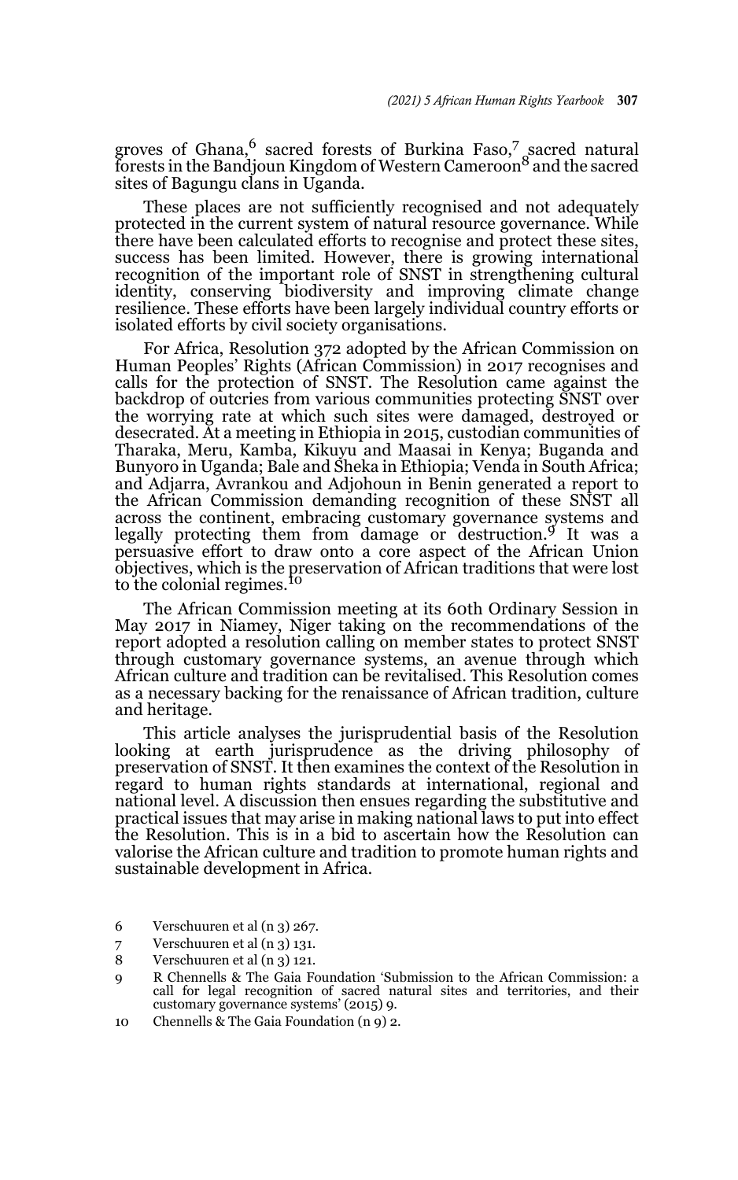groves of Ghana,[6] sacred forests of Burkina Faso,[7] sacred natural forests in the Bandjoun Kingdom of Western Cameroon[8] and the sacred sites of Bagungu clans in Uganda.

These places are not sufficiently recognised and not adequately protected in the current system of natural resource governance. While there have been calculated efforts to recognise and protect these sites, success has been limited. However, there is growing international recognition of the important role of SNST in strengthening cultural identity, conserving biodiversity and improving climate change resilience. These efforts have been largely individual country efforts or isolated efforts by civil society organisations.

For Africa, Resolution 372 adopted by the African Commission on Human Peoples' Rights (African Commission) in 2017 recognises and calls for the protection of SNST. The Resolution came against the backdrop of outcries from various communities protecting SNST over the worrying rate at which such sites were damaged, destroyed or desecrated. At a meeting in Ethiopia in 2015, custodian communities of Tharaka, Meru, Kamba, Kikuyu and Maasai in Kenya; Buganda and Bunyoro in Uganda; Bale and Sheka in Ethiopia; Venda in South Africa; and Adjarra, Avrankou and Adjohoun in Benin generated a report to the African Commission demanding recognition of these SNST all across the continent, embracing customary governance systems and legally protecting them from damage or destruction.[9] It was a persuasive effort to draw onto a core aspect of the African Union objectives, which is the preservation of African traditions that were lost to the colonial regimes.[10]

The African Commission meeting at its 60th Ordinary Session in May 2017 in Niamey, Niger taking on the recommendations of the report adopted a resolution calling on member states to protect SNST through customary governance systems, an avenue through which African culture and tradition can be revitalised. This Resolution comes as a necessary backing for the renaissance of African tradition, culture and heritage.

This article analyses the jurisprudential basis of the Resolution looking at earth jurisprudence as the driving philosophy of preservation of SNST. It then examines the context of the Resolution in regard to human rights standards at international, regional and national level. A discussion then ensues regarding the substitutive and practical issues that may arise in making national laws to put into effect the Resolution. This is in a bid to ascertain how the Resolution can valorise the African culture and tradition to promote human rights and sustainable development in Africa.

6 Verschuuren et al (n 3) 267.

7 Verschuuren et al (n 3) 131.

8 Verschuuren et al (n 3) 121.

9 R Chennells & The Gaia Foundation 'Submission to the African Commission: a call for legal recognition of sacred natural sites and territories, and their customary governance systems' (2015) 9.

10 Chennells & The Gaia Foundation (n 9) 2.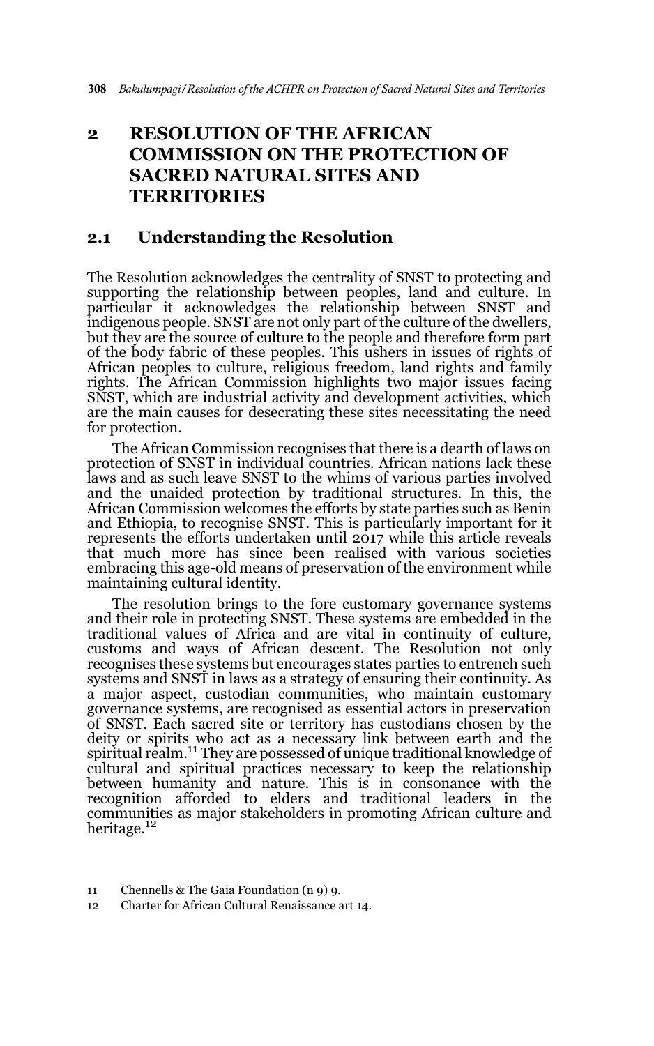## 2 RESOLUTION OF THE AFRICAN COMMISSION ON THE PROTECTION OF SACRED NATURAL SITES AND TERRITORIES

### 2.1 Understanding the Resolution

The Resolution acknowledges the centrality of SNST to protecting and supporting the relationship between peoples, land and culture. In particular it acknowledges the relationship between SNST and indigenous people. SNST are not only part of the culture of the dwellers, but they are the source of culture to the people and therefore form part of the body fabric of these peoples. This ushers in issues of rights of African peoples to culture, religious freedom, land rights and family rights. The African Commission highlights two major issues facing SNST, which are industrial activity and development activities, which are the main causes for desecrating these sites necessitating the need for protection.

The African Commission recognises that there is a dearth of laws on protection of SNST in individual countries. African nations lack these laws and as such leave SNST to the whims of various parties involved and the unaided protection by traditional structures. In this, the African Commission welcomes the efforts by state parties such as Benin and Ethiopia, to recognise SNST. This is particularly important for it represents the efforts undertaken until 2017 while this article reveals that much more has since been realised with various societies embracing this age-old means of preservation of the environment while maintaining cultural identity.

The resolution brings to the fore customary governance systems and their role in protecting SNST. These systems are embedded in the traditional values of Africa and are vital in continuity of culture, customs and ways of African descent. The Resolution not only recognises these systems but encourages states parties to entrench such systems and SNST in laws as a strategy of ensuring their continuity. As a major aspect, custodian communities, who maintain customary governance systems, are recognised as essential actors in preservation of SNST. Each sacred site or territory has custodians chosen by the deity or spirits who act as a necessary link between earth and the spiritual realm.[11] They are possessed of unique traditional knowledge of cultural and spiritual practices necessary to keep the relationship between humanity and nature. This is in consonance with the recognition afforded to elders and traditional leaders in the communities as major stakeholders in promoting African culture and heritage.[12]

11 Chennells & The Gaia Foundation (n 9) 9.

12 Charter for African Cultural Renaissance art 14.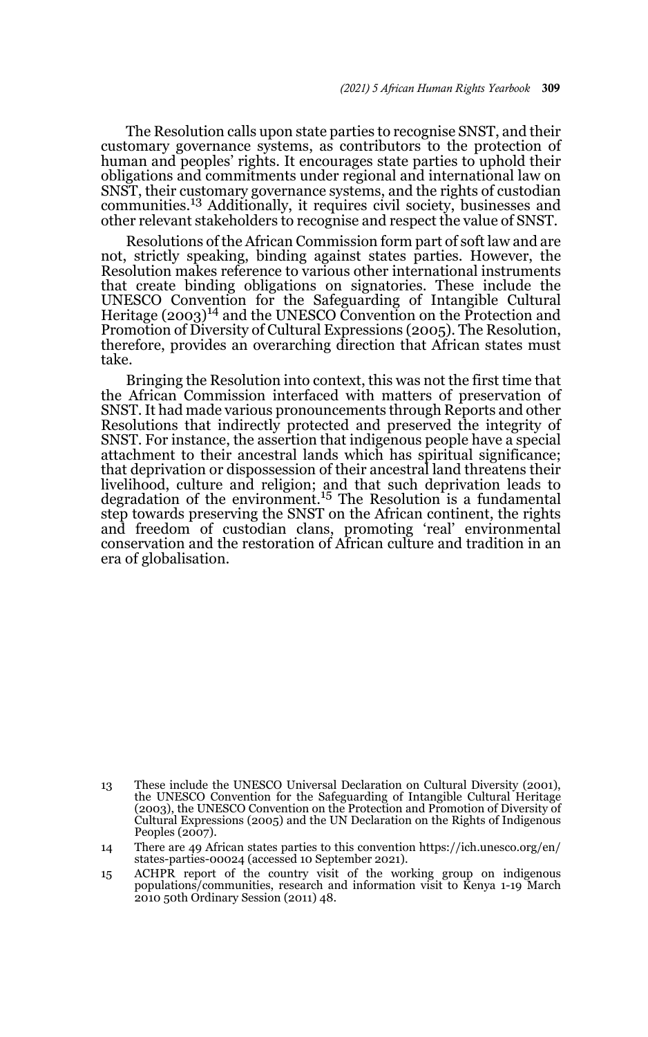The Resolution calls upon state parties to recognise SNST, and their customary governance systems, as contributors to the protection of human and peoples' rights. It encourages state parties to uphold their obligations and commitments under regional and international law on SNST, their customary governance systems, and the rights of custodian communities.[13] Additionally, it requires civil society, businesses and other relevant stakeholders to recognise and respect the value of SNST.

Resolutions of the African Commission form part of soft law and are not, strictly speaking, binding against states parties. However, the Resolution makes reference to various other international instruments that create binding obligations on signatories. These include the UNESCO Convention for the Safeguarding of Intangible Cultural Heritage (2003)[14] and the UNESCO Convention on the Protection and Promotion of Diversity of Cultural Expressions (2005). The Resolution, therefore, provides an overarching direction that African states must take.

Bringing the Resolution into context, this was not the first time that the African Commission interfaced with matters of preservation of SNST. It had made various pronouncements through Reports and other Resolutions that indirectly protected and preserved the integrity of SNST. For instance, the assertion that indigenous people have a special attachment to their ancestral lands which has spiritual significance; that deprivation or dispossession of their ancestral land threatens their livelihood, culture and religion; and that such deprivation leads to degradation of the environment.[15] The Resolution is a fundamental step towards preserving the SNST on the African continent, the rights and freedom of custodian clans, promoting 'real' environmental conservation and the restoration of African culture and tradition in an era of globalisation.

---

13 These include the UNESCO Universal Declaration on Cultural Diversity (2001), the UNESCO Convention for the Safeguarding of Intangible Cultural Heritage (2003), the UNESCO Convention on the Protection and Promotion of Diversity of Cultural Expressions (2005) and the UN Declaration on the Rights of Indigenous Peoples (2007).

14 There are 49 African states parties to this convention https://ich.unesco.org/en/states-parties-00024 (accessed 10 September 2021).

15 ACHPR report of the country visit of the working group on indigenous populations/communities, research and information visit to Kenya 1-19 March 2010 50th Ordinary Session (2011) 48.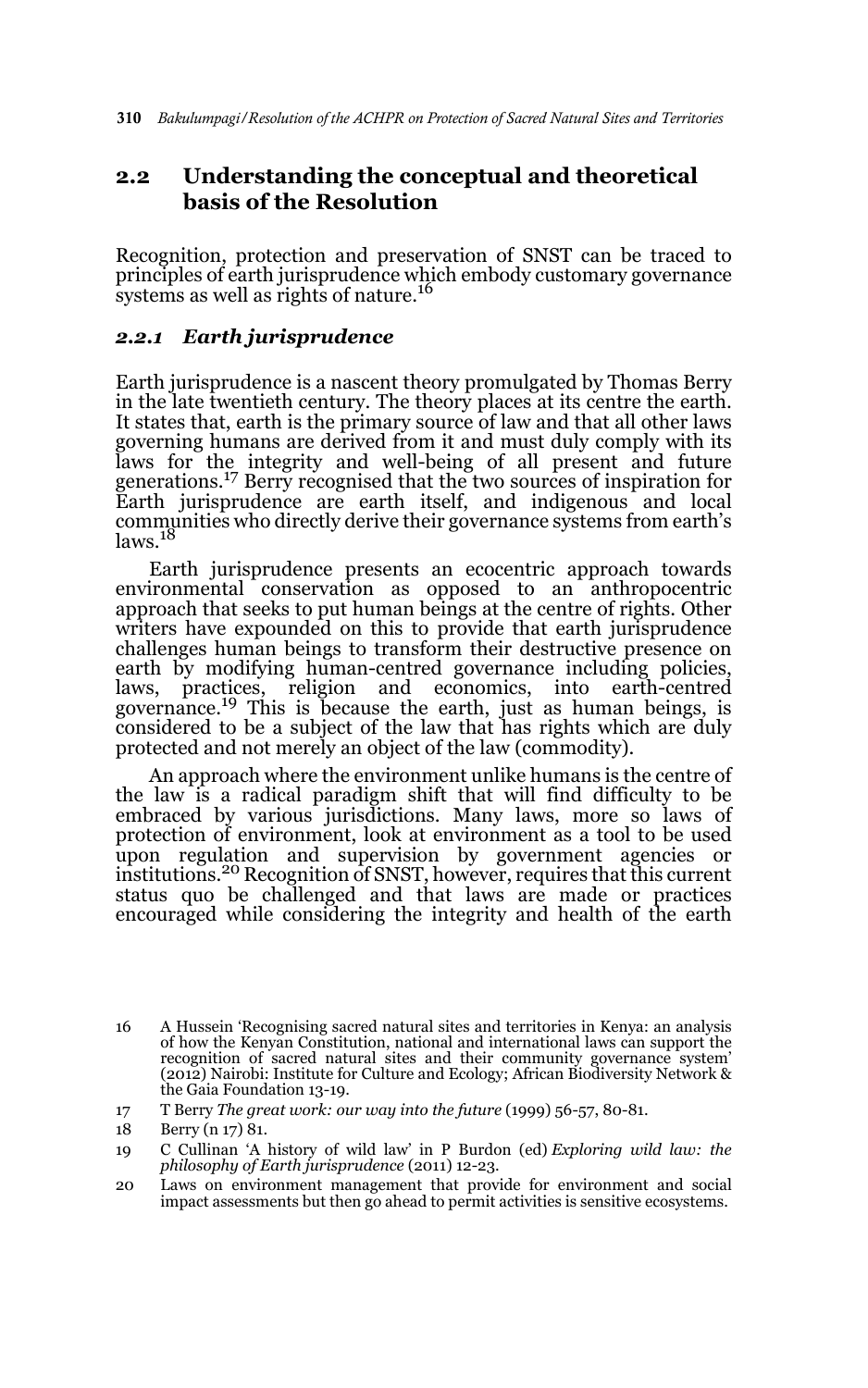## 2.2 Understanding the conceptual and theoretical basis of the Resolution

Recognition, protection and preservation of SNST can be traced to principles of earth jurisprudence which embody customary governance systems as well as rights of nature.[16]

### *2.2.1 Earth jurisprudence*

Earth jurisprudence is a nascent theory promulgated by Thomas Berry in the late twentieth century. The theory places at its centre the earth. It states that, earth is the primary source of law and that all other laws governing humans are derived from it and must duly comply with its laws for the integrity and well-being of all present and future generations.[17] Berry recognised that the two sources of inspiration for Earth jurisprudence are earth itself, and indigenous and local communities who directly derive their governance systems from earth's laws.[18]

Earth jurisprudence presents an ecocentric approach towards environmental conservation as opposed to an anthropocentric approach that seeks to put human beings at the centre of rights. Other writers have expounded on this to provide that earth jurisprudence challenges human beings to transform their destructive presence on earth by modifying human-centred governance including policies, laws, practices, religion and economics, into earth-centred governance.[19] This is because the earth, just as human beings, is considered to be a subject of the law that has rights which are duly protected and not merely an object of the law (commodity).

An approach where the environment unlike humans is the centre of the law is a radical paradigm shift that will find difficulty to be embraced by various jurisdictions. Many laws, more so laws of protection of environment, look at environment as a tool to be used upon regulation and supervision by government agencies or institutions.[20] Recognition of SNST, however, requires that this current status quo be challenged and that laws are made or practices encouraged while considering the integrity and health of the earth

16 A Hussein 'Recognising sacred natural sites and territories in Kenya: an analysis of how the Kenyan Constitution, national and international laws can support the recognition of sacred natural sites and their community governance system' (2012) Nairobi: Institute for Culture and Ecology; African Biodiversity Network & the Gaia Foundation 13-19.

17 T Berry *The great work: our way into the future* (1999) 56-57, 80-81.

18 Berry (n 17) 81.

19 C Cullinan 'A history of wild law' in P Burdon (ed) *Exploring wild law: the philosophy of Earth jurisprudence* (2011) 12-23.

20 Laws on environment management that provide for environment and social impact assessments but then go ahead to permit activities is sensitive ecosystems.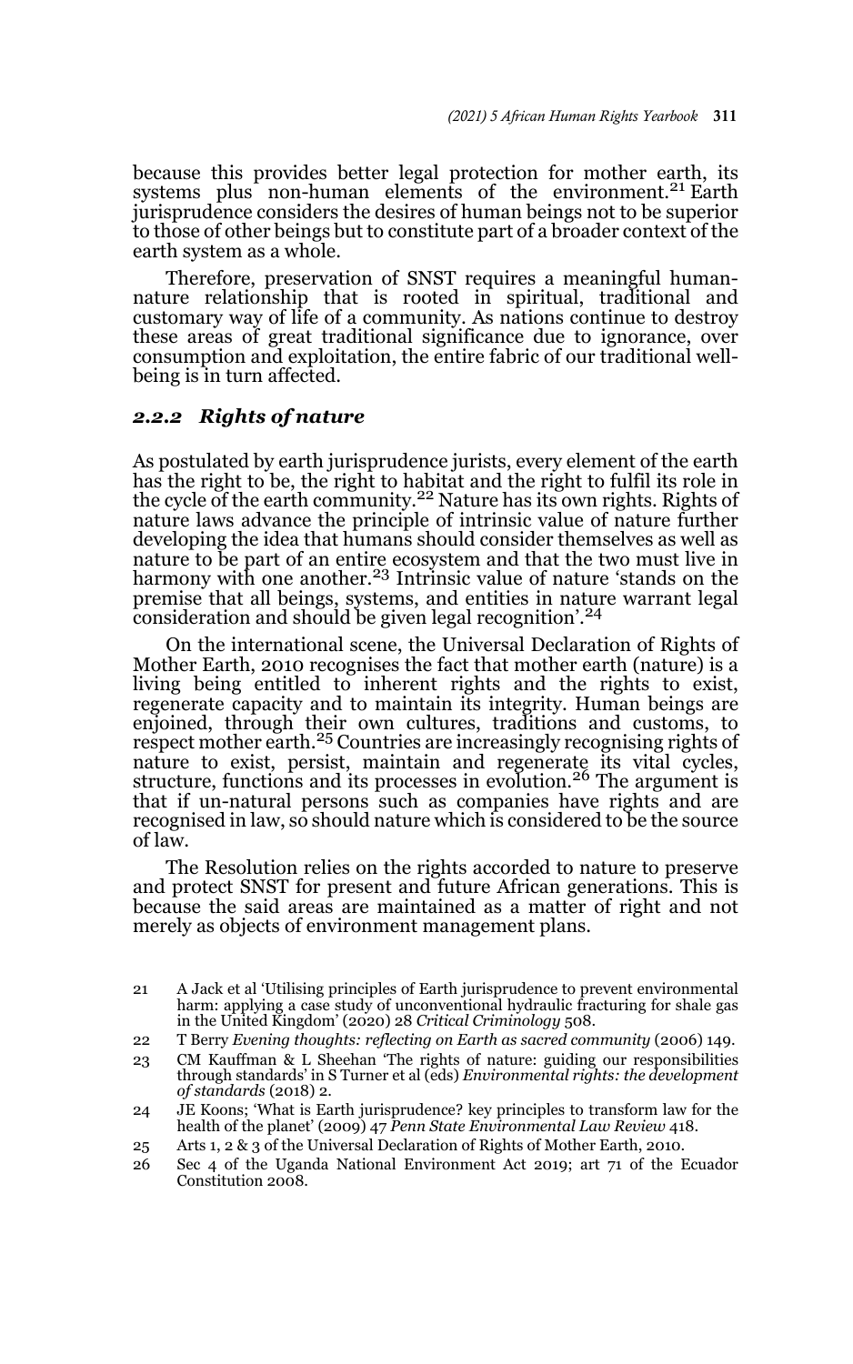because this provides better legal protection for mother earth, its systems plus non-human elements of the environment.[21] Earth jurisprudence considers the desires of human beings not to be superior to those of other beings but to constitute part of a broader context of the earth system as a whole.

Therefore, preservation of SNST requires a meaningful human-nature relationship that is rooted in spiritual, traditional and customary way of life of a community. As nations continue to destroy these areas of great traditional significance due to ignorance, over consumption and exploitation, the entire fabric of our traditional well-being is in turn affected.

### *2.2.2 Rights of nature*

As postulated by earth jurisprudence jurists, every element of the earth has the right to be, the right to habitat and the right to fulfil its role in the cycle of the earth community.[22] Nature has its own rights. Rights of nature laws advance the principle of intrinsic value of nature further developing the idea that humans should consider themselves as well as nature to be part of an entire ecosystem and that the two must live in harmony with one another.[23] Intrinsic value of nature 'stands on the premise that all beings, systems, and entities in nature warrant legal consideration and should be given legal recognition'.[24]

On the international scene, the Universal Declaration of Rights of Mother Earth, 2010 recognises the fact that mother earth (nature) is a living being entitled to inherent rights and the rights to exist, regenerate capacity and to maintain its integrity. Human beings are enjoined, through their own cultures, traditions and customs, to respect mother earth.[25] Countries are increasingly recognising rights of nature to exist, persist, maintain and regenerate its vital cycles, structure, functions and its processes in evolution.[26] The argument is that if un-natural persons such as companies have rights and are recognised in law, so should nature which is considered to be the source of law.

The Resolution relies on the rights accorded to nature to preserve and protect SNST for present and future African generations. This is because the said areas are maintained as a matter of right and not merely as objects of environment management plans.

---

21 A Jack et al 'Utilising principles of Earth jurisprudence to prevent environmental harm: applying a case study of unconventional hydraulic fracturing for shale gas in the United Kingdom' (2020) 28 *Critical Criminology* 508.

22 T Berry *Evening thoughts: reflecting on Earth as sacred community* (2006) 149.

23 CM Kauffman & L Sheehan 'The rights of nature: guiding our responsibilities through standards' in S Turner et al (eds) *Environmental rights: the development of standards* (2018) 2.

24 JE Koons; 'What is Earth jurisprudence? key principles to transform law for the health of the planet' (2009) 47 *Penn State Environmental Law Review* 418.

25 Arts 1, 2 & 3 of the Universal Declaration of Rights of Mother Earth, 2010.

26 Sec 4 of the Uganda National Environment Act 2019; art 71 of the Ecuador Constitution 2008.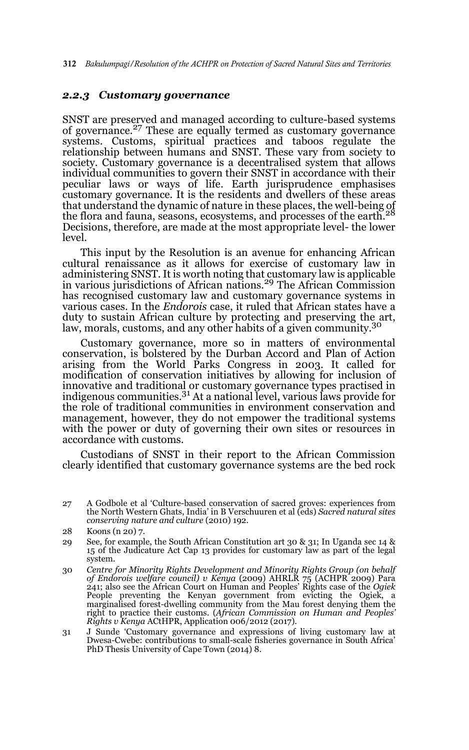### *2.2.3 Customary governance*

SNST are preserved and managed according to culture-based systems of governance.[27] These are equally termed as customary governance systems. Customs, spiritual practices and taboos regulate the relationship between humans and SNST. These vary from society to society. Customary governance is a decentralised system that allows individual communities to govern their SNST in accordance with their peculiar laws or ways of life. Earth jurisprudence emphasises customary governance. It is the residents and dwellers of these areas that understand the dynamic of nature in these places, the well-being of the flora and fauna, seasons, ecosystems, and processes of the earth.[28] Decisions, therefore, are made at the most appropriate level- the lower level.

This input by the Resolution is an avenue for enhancing African cultural renaissance as it allows for exercise of customary law in administering SNST. It is worth noting that customary law is applicable in various jurisdictions of African nations.[29] The African Commission has recognised customary law and customary governance systems in various cases. In the *Endorois* case, it ruled that African states have a duty to sustain African culture by protecting and preserving the art, law, morals, customs, and any other habits of a given community.[30]

Customary governance, more so in matters of environmental conservation, is bolstered by the Durban Accord and Plan of Action arising from the World Parks Congress in 2003. It called for modification of conservation initiatives by allowing for inclusion of innovative and traditional or customary governance types practised in indigenous communities.[31] At a national level, various laws provide for the role of traditional communities in environment conservation and management, however, they do not empower the traditional systems with the power or duty of governing their own sites or resources in accordance with customs.

Custodians of SNST in their report to the African Commission clearly identified that customary governance systems are the bed rock

27 A Godbole et al 'Culture-based conservation of sacred groves: experiences from the North Western Ghats, India' in B Verschuuren et al (eds) *Sacred natural sites conserving nature and culture* (2010) 192.

28 Koons (n 20) 7.

29 See, for example, the South African Constitution art 30 & 31; In Uganda sec 14 & 15 of the Judicature Act Cap 13 provides for customary law as part of the legal system.

30 *Centre for Minority Rights Development and Minority Rights Group (on behalf of Endorois welfare council) v Kenya* (2009) AHRLR 75 (ACHPR 2009) Para 241; also see the African Court on Human and Peoples' Rights case of the *Ogiek* People preventing the Kenyan government from evicting the Ogiek, a marginalised forest-dwelling community from the Mau forest denying them the right to practice their customs. (*African Commission on Human and Peoples' Rights v Kenya* ACtHPR, Application 006/2012 (2017).

31 J Sunde 'Customary governance and expressions of living customary law at Dwesa-Cwebe: contributions to small-scale fisheries governance in South Africa' PhD Thesis University of Cape Town (2014) 8.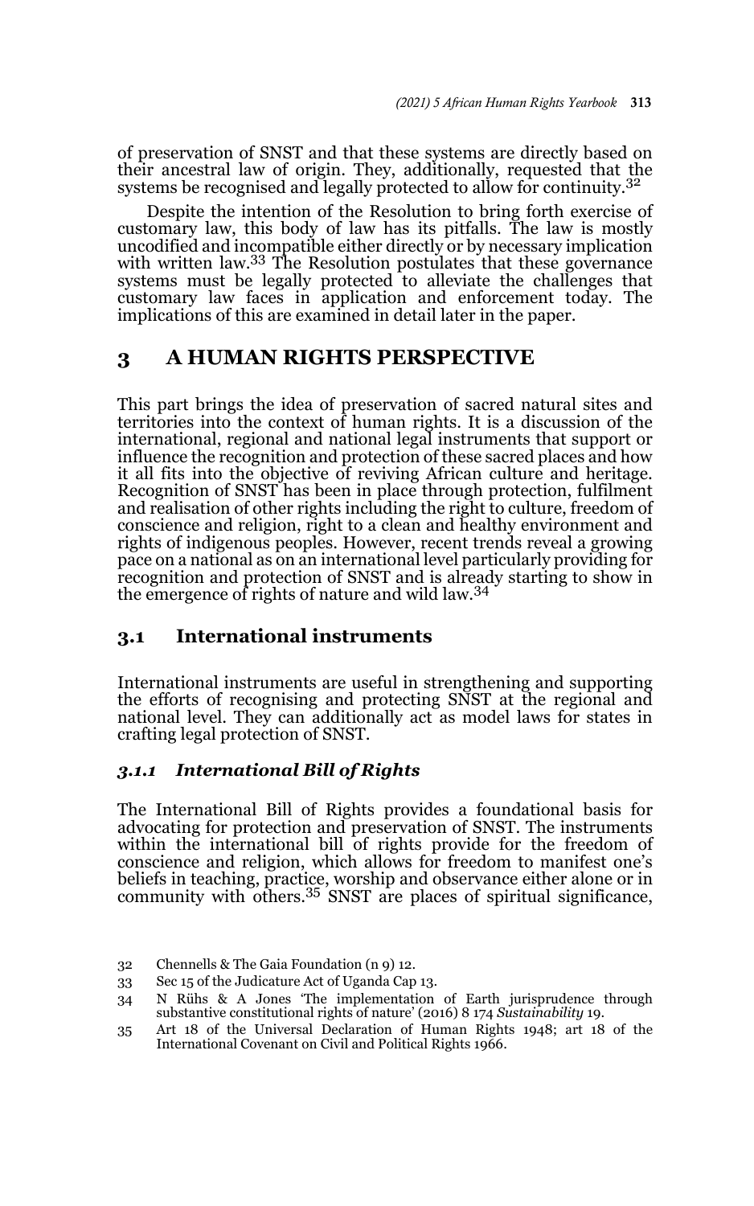of preservation of SNST and that these systems are directly based on their ancestral law of origin. They, additionally, requested that the systems be recognised and legally protected to allow for continuity.[32]

Despite the intention of the Resolution to bring forth exercise of customary law, this body of law has its pitfalls. The law is mostly uncodified and incompatible either directly or by necessary implication with written law.[33] The Resolution postulates that these governance systems must be legally protected to alleviate the challenges that customary law faces in application and enforcement today. The implications of this are examined in detail later in the paper.

## 3 A HUMAN RIGHTS PERSPECTIVE

This part brings the idea of preservation of sacred natural sites and territories into the context of human rights. It is a discussion of the international, regional and national legal instruments that support or influence the recognition and protection of these sacred places and how it all fits into the objective of reviving African culture and heritage. Recognition of SNST has been in place through protection, fulfilment and realisation of other rights including the right to culture, freedom of conscience and religion, right to a clean and healthy environment and rights of indigenous peoples. However, recent trends reveal a growing pace on a national as on an international level particularly providing for recognition and protection of SNST and is already starting to show in the emergence of rights of nature and wild law.[34]

### 3.1 International instruments

International instruments are useful in strengthening and supporting the efforts of recognising and protecting SNST at the regional and national level. They can additionally act as model laws for states in crafting legal protection of SNST.

#### *3.1.1 International Bill of Rights*

The International Bill of Rights provides a foundational basis for advocating for protection and preservation of SNST. The instruments within the international bill of rights provide for the freedom of conscience and religion, which allows for freedom to manifest one's beliefs in teaching, practice, worship and observance either alone or in community with others.[35] SNST are places of spiritual significance,

32 Chennells & The Gaia Foundation (n 9) 12.

33 Sec 15 of the Judicature Act of Uganda Cap 13.

34 N Rühs & A Jones 'The implementation of Earth jurisprudence through substantive constitutional rights of nature' (2016) 8 174 *Sustainability* 19.

35 Art 18 of the Universal Declaration of Human Rights 1948; art 18 of the International Covenant on Civil and Political Rights 1966.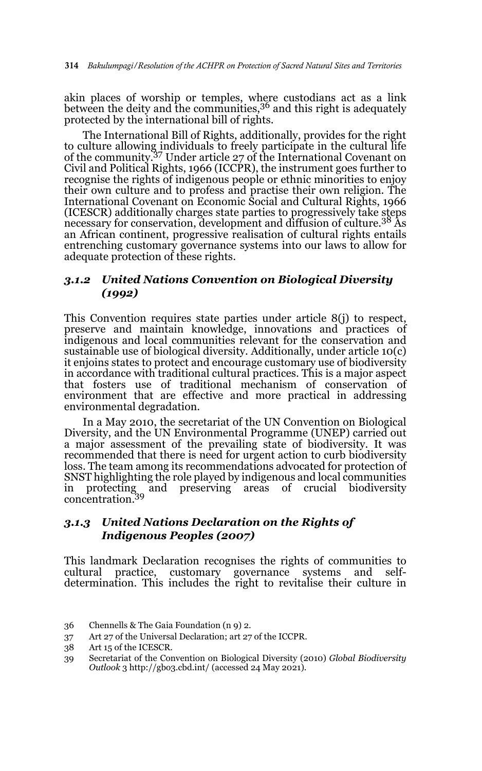akin places of worship or temples, where custodians act as a link between the deity and the communities,[36] and this right is adequately protected by the international bill of rights.

The International Bill of Rights, additionally, provides for the right to culture allowing individuals to freely participate in the cultural life of the community.[37] Under article 27 of the International Covenant on Civil and Political Rights, 1966 (ICCPR), the instrument goes further to recognise the rights of indigenous people or ethnic minorities to enjoy their own culture and to profess and practise their own religion. The International Covenant on Economic Social and Cultural Rights, 1966 (ICESCR) additionally charges state parties to progressively take steps necessary for conservation, development and diffusion of culture.[38] As an African continent, progressive realisation of cultural rights entails entrenching customary governance systems into our laws to allow for adequate protection of these rights.

### *3.1.2 United Nations Convention on Biological Diversity (1992)*

This Convention requires state parties under article 8(j) to respect, preserve and maintain knowledge, innovations and practices of indigenous and local communities relevant for the conservation and sustainable use of biological diversity. Additionally, under article 10(c) it enjoins states to protect and encourage customary use of biodiversity in accordance with traditional cultural practices. This is a major aspect that fosters use of traditional mechanism of conservation of environment that are effective and more practical in addressing environmental degradation.

In a May 2010, the secretariat of the UN Convention on Biological Diversity, and the UN Environmental Programme (UNEP) carried out a major assessment of the prevailing state of biodiversity. It was recommended that there is need for urgent action to curb biodiversity loss. The team among its recommendations advocated for protection of SNST highlighting the role played by indigenous and local communities in protecting and preserving areas of crucial biodiversity concentration.[39]

### *3.1.3 United Nations Declaration on the Rights of Indigenous Peoples (2007)*

This landmark Declaration recognises the rights of communities to cultural practice, customary governance systems and self-determination. This includes the right to revitalise their culture in

36 Chennells & The Gaia Foundation (n 9) 2.

37 Art 27 of the Universal Declaration; art 27 of the ICCPR.

38 Art 15 of the ICESCR.

39 Secretariat of the Convention on Biological Diversity (2010) *Global Biodiversity Outlook* 3 http://gbo3.cbd.int/ (accessed 24 May 2021).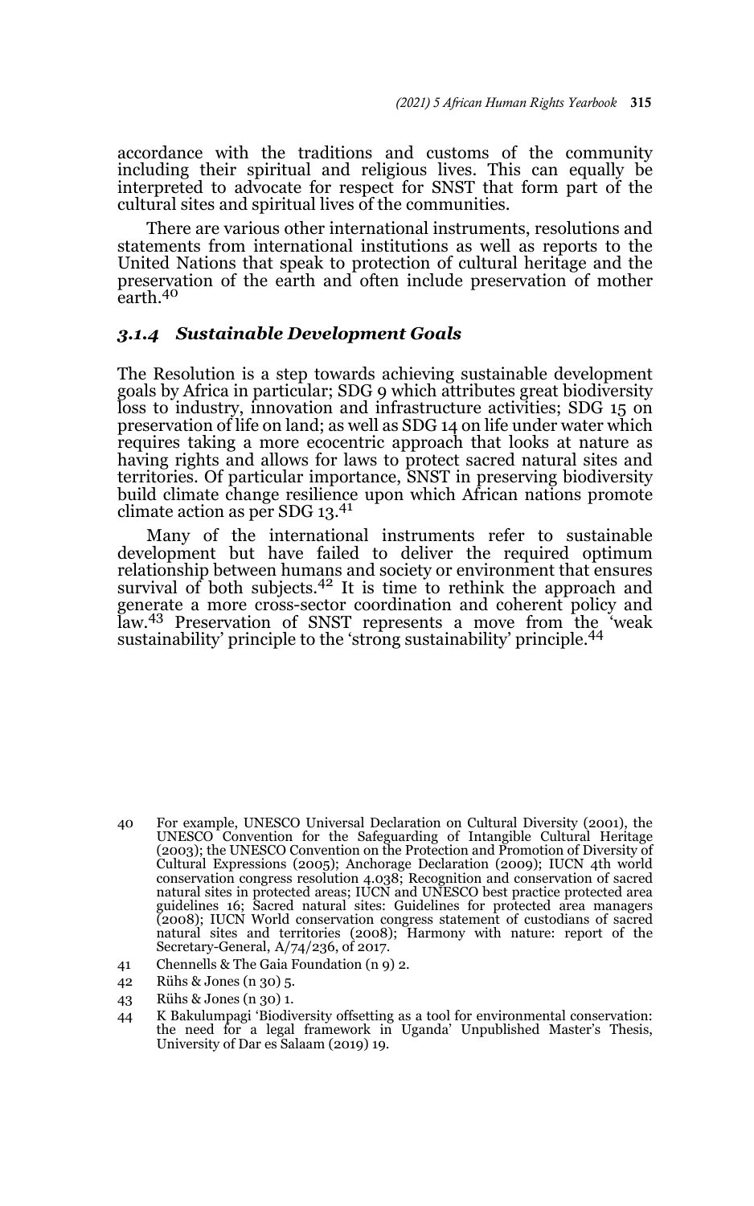accordance with the traditions and customs of the community including their spiritual and religious lives. This can equally be interpreted to advocate for respect for SNST that form part of the cultural sites and spiritual lives of the communities.

There are various other international instruments, resolutions and statements from international institutions as well as reports to the United Nations that speak to protection of cultural heritage and the preservation of the earth and often include preservation of mother earth.[40]

### *3.1.4 Sustainable Development Goals*

The Resolution is a step towards achieving sustainable development goals by Africa in particular; SDG 9 which attributes great biodiversity loss to industry, innovation and infrastructure activities; SDG 15 on preservation of life on land; as well as SDG 14 on life under water which requires taking a more ecocentric approach that looks at nature as having rights and allows for laws to protect sacred natural sites and territories. Of particular importance, SNST in preserving biodiversity build climate change resilience upon which African nations promote climate action as per SDG 13.[41]

Many of the international instruments refer to sustainable development but have failed to deliver the required optimum relationship between humans and society or environment that ensures survival of both subjects.[42] It is time to rethink the approach and generate a more cross-sector coordination and coherent policy and law.[43] Preservation of SNST represents a move from the 'weak sustainability' principle to the 'strong sustainability' principle.[44]

---

40 For example, UNESCO Universal Declaration on Cultural Diversity (2001), the UNESCO Convention for the Safeguarding of Intangible Cultural Heritage (2003); the UNESCO Convention on the Protection and Promotion of Diversity of Cultural Expressions (2005); Anchorage Declaration (2009); IUCN 4th world conservation congress resolution 4.038; Recognition and conservation of sacred natural sites in protected areas; IUCN and UNESCO best practice protected area guidelines 16; Sacred natural sites: Guidelines for protected area managers (2008); IUCN World conservation congress statement of custodians of sacred natural sites and territories (2008); Harmony with nature: report of the Secretary-General, A/74/236, of 2017.

41 Chennells & The Gaia Foundation (n 9) 2.

42 Rühs & Jones (n 30) 5.

43 Rühs & Jones (n 30) 1.

44 K Bakulumpagi 'Biodiversity offsetting as a tool for environmental conservation: the need for a legal framework in Uganda' Unpublished Master's Thesis, University of Dar es Salaam (2019) 19.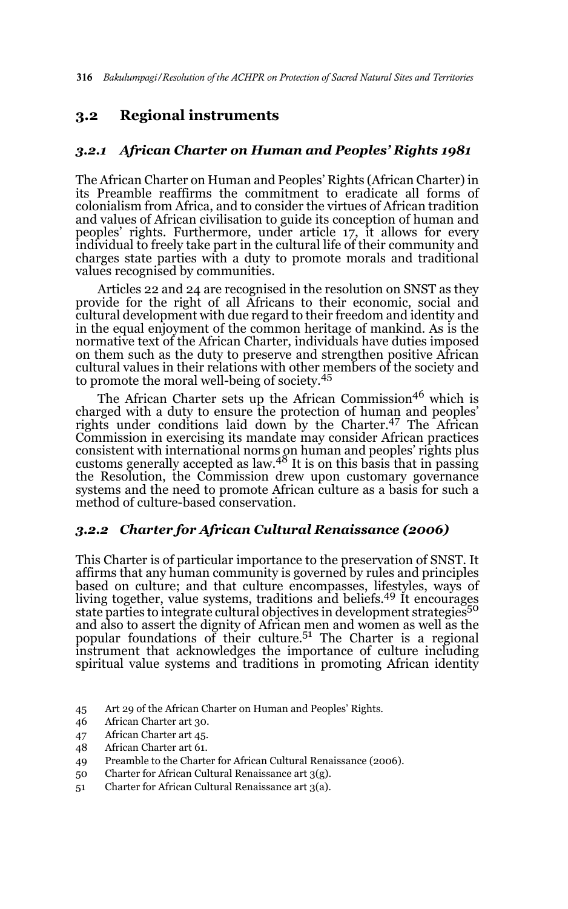## 3.2 Regional instruments

### *3.2.1 African Charter on Human and Peoples' Rights 1981*

The African Charter on Human and Peoples' Rights (African Charter) in its Preamble reaffirms the commitment to eradicate all forms of colonialism from Africa, and to consider the virtues of African tradition and values of African civilisation to guide its conception of human and peoples' rights. Furthermore, under article 17, it allows for every individual to freely take part in the cultural life of their community and charges state parties with a duty to promote morals and traditional values recognised by communities.

Articles 22 and 24 are recognised in the resolution on SNST as they provide for the right of all Africans to their economic, social and cultural development with due regard to their freedom and identity and in the equal enjoyment of the common heritage of mankind. As is the normative text of the African Charter, individuals have duties imposed on them such as the duty to preserve and strengthen positive African cultural values in their relations with other members of the society and to promote the moral well-being of society.[45]

The African Charter sets up the African Commission[46] which is charged with a duty to ensure the protection of human and peoples' rights under conditions laid down by the Charter.[47] The African Commission in exercising its mandate may consider African practices consistent with international norms on human and peoples' rights plus customs generally accepted as law.[48] It is on this basis that in passing the Resolution, the Commission drew upon customary governance systems and the need to promote African culture as a basis for such a method of culture-based conservation.

### *3.2.2 Charter for African Cultural Renaissance (2006)*

This Charter is of particular importance to the preservation of SNST. It affirms that any human community is governed by rules and principles based on culture; and that culture encompasses, lifestyles, ways of living together, value systems, traditions and beliefs.[49] It encourages state parties to integrate cultural objectives in development strategies[50] and also to assert the dignity of African men and women as well as the popular foundations of their culture.[51] The Charter is a regional instrument that acknowledges the importance of culture including spiritual value systems and traditions in promoting African identity

45 Art 29 of the African Charter on Human and Peoples' Rights.

46 African Charter art 30.

47 African Charter art 45.

48 African Charter art 61.

49 Preamble to the Charter for African Cultural Renaissance (2006).

50 Charter for African Cultural Renaissance art 3(g).

51 Charter for African Cultural Renaissance art 3(a).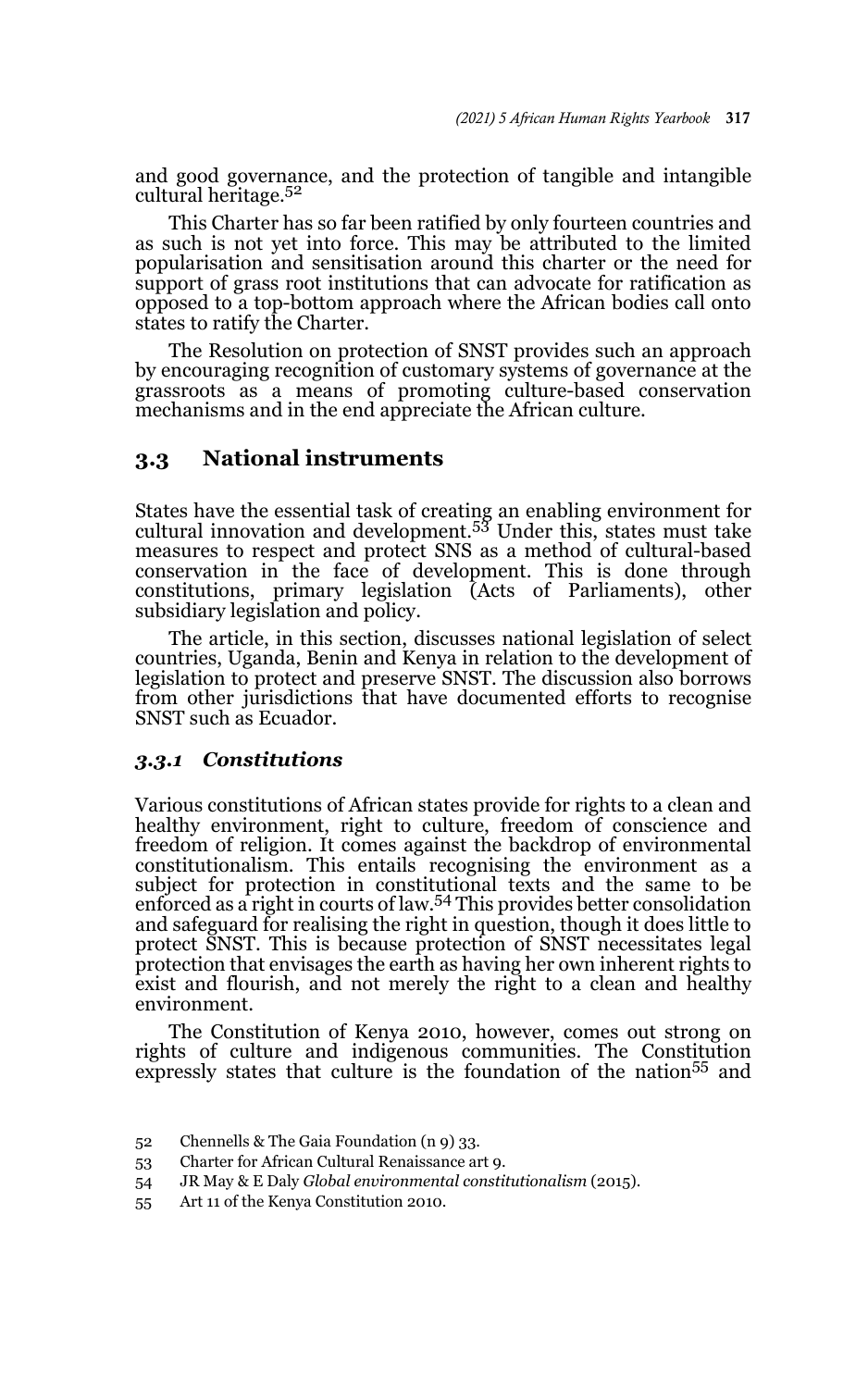and good governance, and the protection of tangible and intangible cultural heritage.[52]

This Charter has so far been ratified by only fourteen countries and as such is not yet into force. This may be attributed to the limited popularisation and sensitisation around this charter or the need for support of grass root institutions that can advocate for ratification as opposed to a top-bottom approach where the African bodies call onto states to ratify the Charter.

The Resolution on protection of SNST provides such an approach by encouraging recognition of customary systems of governance at the grassroots as a means of promoting culture-based conservation mechanisms and in the end appreciate the African culture.

## 3.3 National instruments

States have the essential task of creating an enabling environment for cultural innovation and development.[53] Under this, states must take measures to respect and protect SNS as a method of cultural-based conservation in the face of development. This is done through constitutions, primary legislation (Acts of Parliaments), other subsidiary legislation and policy.

The article, in this section, discusses national legislation of select countries, Uganda, Benin and Kenya in relation to the development of legislation to protect and preserve SNST. The discussion also borrows from other jurisdictions that have documented efforts to recognise SNST such as Ecuador.

### *3.3.1 Constitutions*

Various constitutions of African states provide for rights to a clean and healthy environment, right to culture, freedom of conscience and freedom of religion. It comes against the backdrop of environmental constitutionalism. This entails recognising the environment as a subject for protection in constitutional texts and the same to be enforced as a right in courts of law.[54] This provides better consolidation and safeguard for realising the right in question, though it does little to protect SNST. This is because protection of SNST necessitates legal protection that envisages the earth as having her own inherent rights to exist and flourish, and not merely the right to a clean and healthy environment.

The Constitution of Kenya 2010, however, comes out strong on rights of culture and indigenous communities. The Constitution expressly states that culture is the foundation of the nation[55] and

52 Chennells & The Gaia Foundation (n 9) 33.

53 Charter for African Cultural Renaissance art 9.

54 JR May & E Daly *Global environmental constitutionalism* (2015).

55 Art 11 of the Kenya Constitution 2010.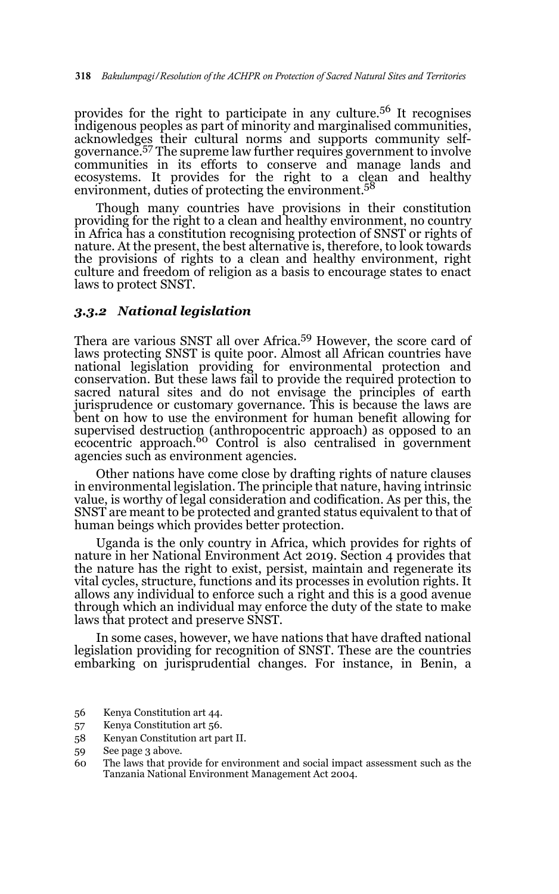provides for the right to participate in any culture.[56] It recognises indigenous peoples as part of minority and marginalised communities, acknowledges their cultural norms and supports community self-governance.[57] The supreme law further requires government to involve communities in its efforts to conserve and manage lands and ecosystems. It provides for the right to a clean and healthy environment, duties of protecting the environment.[58]

Though many countries have provisions in their constitution providing for the right to a clean and healthy environment, no country in Africa has a constitution recognising protection of SNST or rights of nature. At the present, the best alternative is, therefore, to look towards the provisions of rights to a clean and healthy environment, right culture and freedom of religion as a basis to encourage states to enact laws to protect SNST.

### *3.3.2 National legislation*

Thera are various SNST all over Africa.[59] However, the score card of laws protecting SNST is quite poor. Almost all African countries have national legislation providing for environmental protection and conservation. But these laws fail to provide the required protection to sacred natural sites and do not envisage the principles of earth jurisprudence or customary governance. This is because the laws are bent on how to use the environment for human benefit allowing for supervised destruction (anthropocentric approach) as opposed to an ecocentric approach.[60] Control is also centralised in government agencies such as environment agencies.

Other nations have come close by drafting rights of nature clauses in environmental legislation. The principle that nature, having intrinsic value, is worthy of legal consideration and codification. As per this, the SNST are meant to be protected and granted status equivalent to that of human beings which provides better protection.

Uganda is the only country in Africa, which provides for rights of nature in her National Environment Act 2019. Section 4 provides that the nature has the right to exist, persist, maintain and regenerate its vital cycles, structure, functions and its processes in evolution rights. It allows any individual to enforce such a right and this is a good avenue through which an individual may enforce the duty of the state to make laws that protect and preserve SNST.

In some cases, however, we have nations that have drafted national legislation providing for recognition of SNST. These are the countries embarking on jurisprudential changes. For instance, in Benin, a

56 Kenya Constitution art 44.

57 Kenya Constitution art 56.

58 Kenyan Constitution art part II.

59 See page 3 above.

60 The laws that provide for environment and social impact assessment such as the Tanzania National Environment Management Act 2004.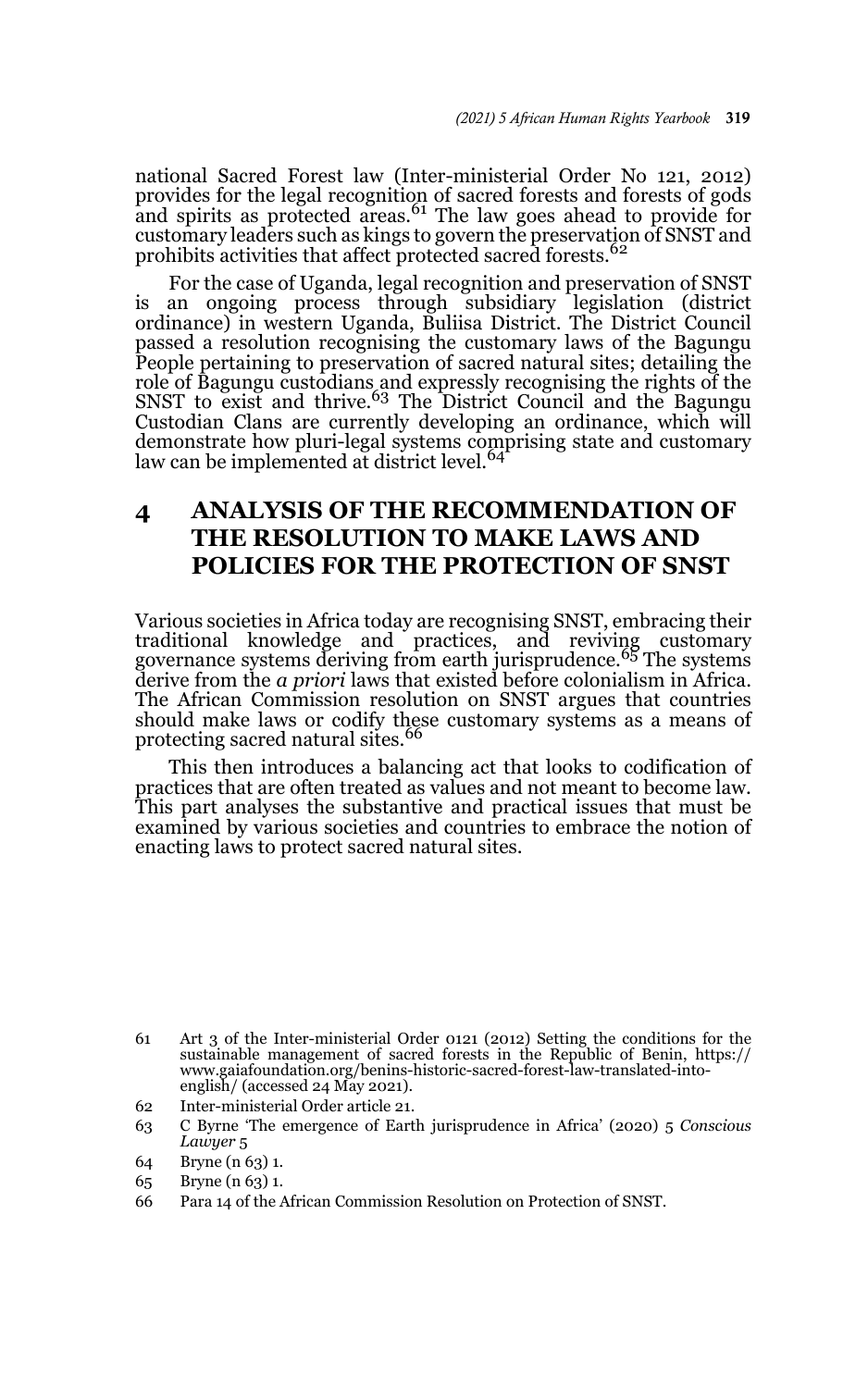national Sacred Forest law (Inter-ministerial Order No 121, 2012) provides for the legal recognition of sacred forests and forests of gods and spirits as protected areas.[61] The law goes ahead to provide for customary leaders such as kings to govern the preservation of SNST and prohibits activities that affect protected sacred forests.[62]

For the case of Uganda, legal recognition and preservation of SNST is an ongoing process through subsidiary legislation (district ordinance) in western Uganda, Buliisa District. The District Council passed a resolution recognising the customary laws of the Bagungu People pertaining to preservation of sacred natural sites; detailing the role of Bagungu custodians and expressly recognising the rights of the SNST to exist and thrive.[63] The District Council and the Bagungu Custodian Clans are currently developing an ordinance, which will demonstrate how pluri-legal systems comprising state and customary law can be implemented at district level.[64]

## 4 ANALYSIS OF THE RECOMMENDATION OF THE RESOLUTION TO MAKE LAWS AND POLICIES FOR THE PROTECTION OF SNST

Various societies in Africa today are recognising SNST, embracing their traditional knowledge and practices, and reviving customary governance systems deriving from earth jurisprudence.[65] The systems derive from the *a priori* laws that existed before colonialism in Africa. The African Commission resolution on SNST argues that countries should make laws or codify these customary systems as a means of protecting sacred natural sites.[66]

This then introduces a balancing act that looks to codification of practices that are often treated as values and not meant to become law. This part analyses the substantive and practical issues that must be examined by various societies and countries to embrace the notion of enacting laws to protect sacred natural sites.

---

61 Art 3 of the Inter-ministerial Order 0121 (2012) Setting the conditions for the sustainable management of sacred forests in the Republic of Benin, https://www.gaiafoundation.org/benins-historic-sacred-forest-law-translated-into-english/ (accessed 24 May 2021).

62 Inter-ministerial Order article 21.

63 C Byrne 'The emergence of Earth jurisprudence in Africa' (2020) 5 *Conscious Lawyer* 5

64 Bryne (n 63) 1.

65 Bryne (n 63) 1.

66 Para 14 of the African Commission Resolution on Protection of SNST.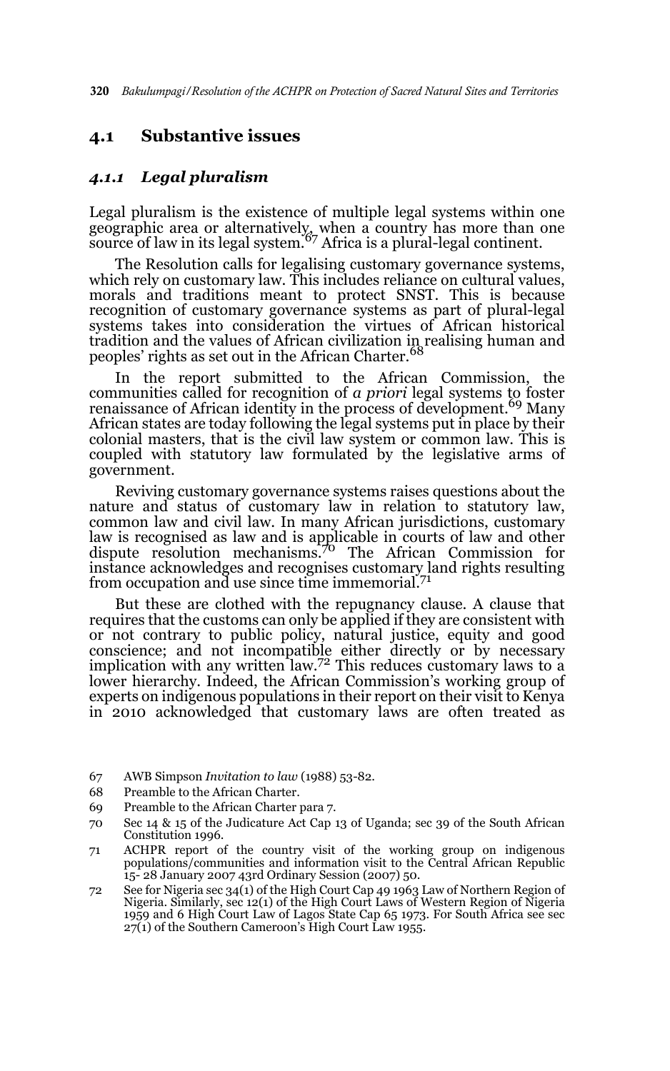## 4.1 Substantive issues

### *4.1.1 Legal pluralism*

Legal pluralism is the existence of multiple legal systems within one geographic area or alternatively, when a country has more than one source of law in its legal system.[67] Africa is a plural-legal continent.

The Resolution calls for legalising customary governance systems, which rely on customary law. This includes reliance on cultural values, morals and traditions meant to protect SNST. This is because recognition of customary governance systems as part of plural-legal systems takes into consideration the virtues of African historical tradition and the values of African civilization in realising human and peoples' rights as set out in the African Charter.[68]

In the report submitted to the African Commission, the communities called for recognition of *a priori* legal systems to foster renaissance of African identity in the process of development.[69] Many African states are today following the legal systems put in place by their colonial masters, that is the civil law system or common law. This is coupled with statutory law formulated by the legislative arms of government.

Reviving customary governance systems raises questions about the nature and status of customary law in relation to statutory law, common law and civil law. In many African jurisdictions, customary law is recognised as law and is applicable in courts of law and other dispute resolution mechanisms.[70] The African Commission for instance acknowledges and recognises customary land rights resulting from occupation and use since time immemorial.[71]

But these are clothed with the repugnancy clause. A clause that requires that the customs can only be applied if they are consistent with or not contrary to public policy, natural justice, equity and good conscience; and not incompatible either directly or by necessary implication with any written law.[72] This reduces customary laws to a lower hierarchy. Indeed, the African Commission's working group of experts on indigenous populations in their report on their visit to Kenya in 2010 acknowledged that customary laws are often treated as

67 AWB Simpson *Invitation to law* (1988) 53-82.

68 Preamble to the African Charter.

69 Preamble to the African Charter para 7.

70 Sec 14 & 15 of the Judicature Act Cap 13 of Uganda; sec 39 of the South African Constitution 1996.

71 ACHPR report of the country visit of the working group on indigenous populations/communities and information visit to the Central African Republic 15- 28 January 2007 43rd Ordinary Session (2007) 50.

72 See for Nigeria sec 34(1) of the High Court Cap 49 1963 Law of Northern Region of Nigeria. Similarly, sec 12(1) of the High Court Laws of Western Region of Nigeria 1959 and 6 High Court Law of Lagos State Cap 65 1973. For South Africa see sec 27(1) of the Southern Cameroon's High Court Law 1955.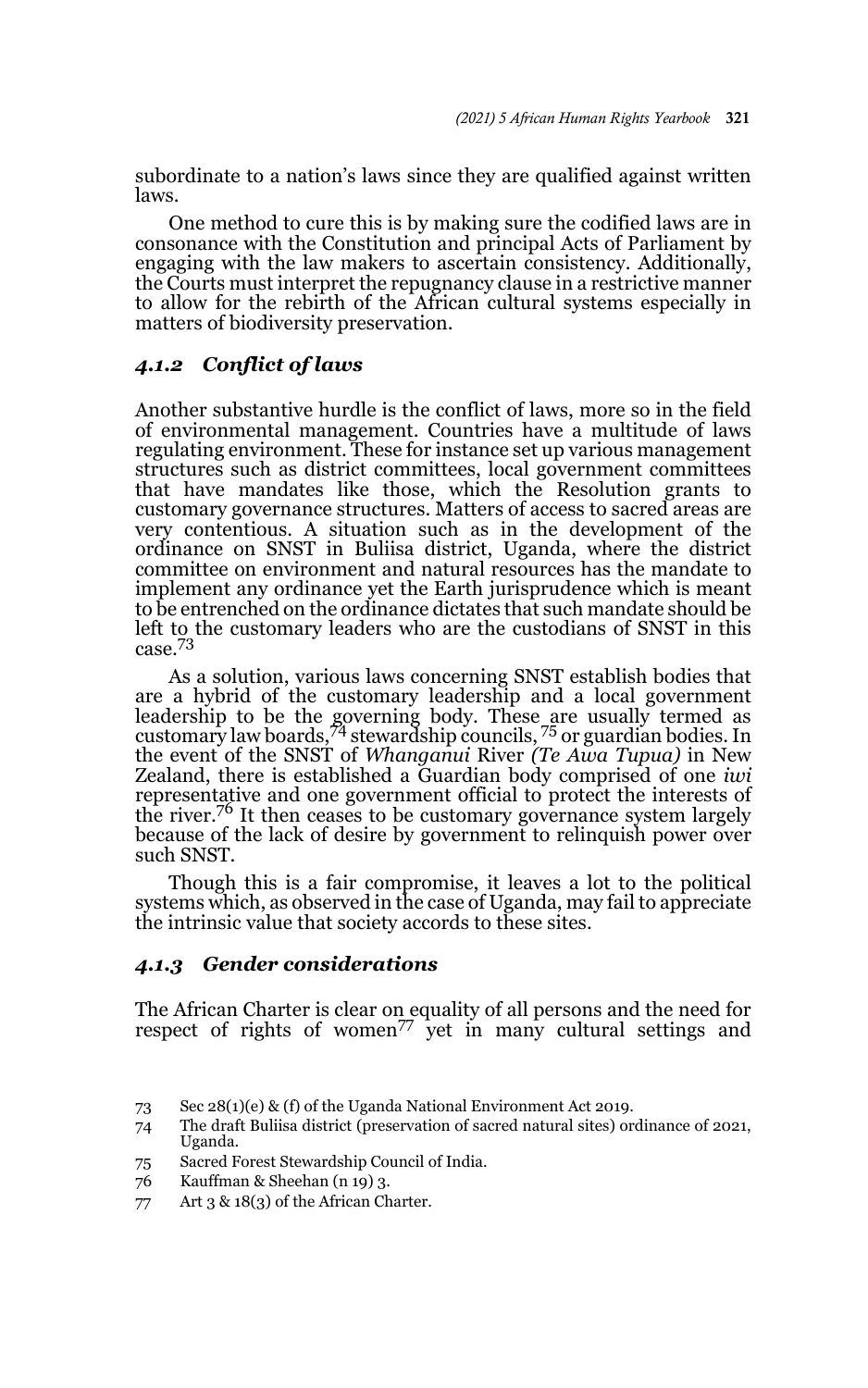subordinate to a nation's laws since they are qualified against written laws.

One method to cure this is by making sure the codified laws are in consonance with the Constitution and principal Acts of Parliament by engaging with the law makers to ascertain consistency. Additionally, the Courts must interpret the repugnancy clause in a restrictive manner to allow for the rebirth of the African cultural systems especially in matters of biodiversity preservation.

### *4.1.2 Conflict of laws*

Another substantive hurdle is the conflict of laws, more so in the field of environmental management. Countries have a multitude of laws regulating environment. These for instance set up various management structures such as district committees, local government committees that have mandates like those, which the Resolution grants to customary governance structures. Matters of access to sacred areas are very contentious. A situation such as in the development of the ordinance on SNST in Buliisa district, Uganda, where the district committee on environment and natural resources has the mandate to implement any ordinance yet the Earth jurisprudence which is meant to be entrenched on the ordinance dictates that such mandate should be left to the customary leaders who are the custodians of SNST in this case.[73]

As a solution, various laws concerning SNST establish bodies that are a hybrid of the customary leadership and a local government leadership to be the governing body. These are usually termed as customary law boards,[74] stewardship councils,[75] or guardian bodies. In the event of the SNST of *Whanganui* River *(Te Awa Tupua)* in New Zealand, there is established a Guardian body comprised of one *iwi* representative and one government official to protect the interests of the river.[76] It then ceases to be customary governance system largely because of the lack of desire by government to relinquish power over such SNST.

Though this is a fair compromise, it leaves a lot to the political systems which, as observed in the case of Uganda, may fail to appreciate the intrinsic value that society accords to these sites.

### *4.1.3 Gender considerations*

The African Charter is clear on equality of all persons and the need for respect of rights of women[77] yet in many cultural settings and

73 Sec 28(1)(e) & (f) of the Uganda National Environment Act 2019.

74 The draft Buliisa district (preservation of sacred natural sites) ordinance of 2021, Uganda.

75 Sacred Forest Stewardship Council of India.

76 Kauffman & Sheehan (n 19) 3.

77 Art 3 & 18(3) of the African Charter.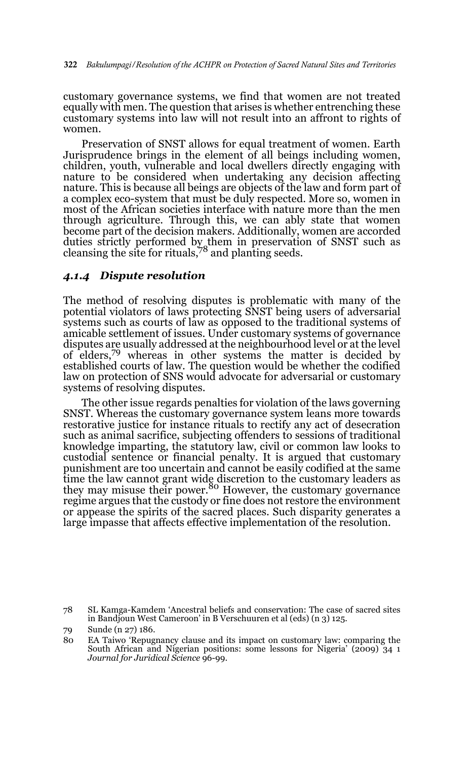customary governance systems, we find that women are not treated equally with men. The question that arises is whether entrenching these customary systems into law will not result into an affront to rights of women.

Preservation of SNST allows for equal treatment of women. Earth Jurisprudence brings in the element of all beings including women, children, youth, vulnerable and local dwellers directly engaging with nature to be considered when undertaking any decision affecting nature. This is because all beings are objects of the law and form part of a complex eco-system that must be duly respected. More so, women in most of the African societies interface with nature more than the men through agriculture. Through this, we can ably state that women become part of the decision makers. Additionally, women are accorded duties strictly performed by them in preservation of SNST such as cleansing the site for rituals,[78] and planting seeds.

### *4.1.4 Dispute resolution*

The method of resolving disputes is problematic with many of the potential violators of laws protecting SNST being users of adversarial systems such as courts of law as opposed to the traditional systems of amicable settlement of issues. Under customary systems of governance disputes are usually addressed at the neighbourhood level or at the level of elders,[79] whereas in other systems the matter is decided by established courts of law. The question would be whether the codified law on protection of SNS would advocate for adversarial or customary systems of resolving disputes.

The other issue regards penalties for violation of the laws governing SNST. Whereas the customary governance system leans more towards restorative justice for instance rituals to rectify any act of desecration such as animal sacrifice, subjecting offenders to sessions of traditional knowledge imparting, the statutory law, civil or common law looks to custodial sentence or financial penalty. It is argued that customary punishment are too uncertain and cannot be easily codified at the same time the law cannot grant wide discretion to the customary leaders as they may misuse their power.[80] However, the customary governance regime argues that the custody or fine does not restore the environment or appease the spirits of the sacred places. Such disparity generates a large impasse that affects effective implementation of the resolution.

78 SL Kamga-Kamdem 'Ancestral beliefs and conservation: The case of sacred sites in Bandjoun West Cameroon' in B Verschuuren et al (eds) (n 3) 125.

79 Sunde (n 27) 186.

80 EA Taiwo 'Repugnancy clause and its impact on customary law: comparing the South African and Nigerian positions: some lessons for Nigeria' (2009) 34 1 *Journal for Juridical Science* 96-99.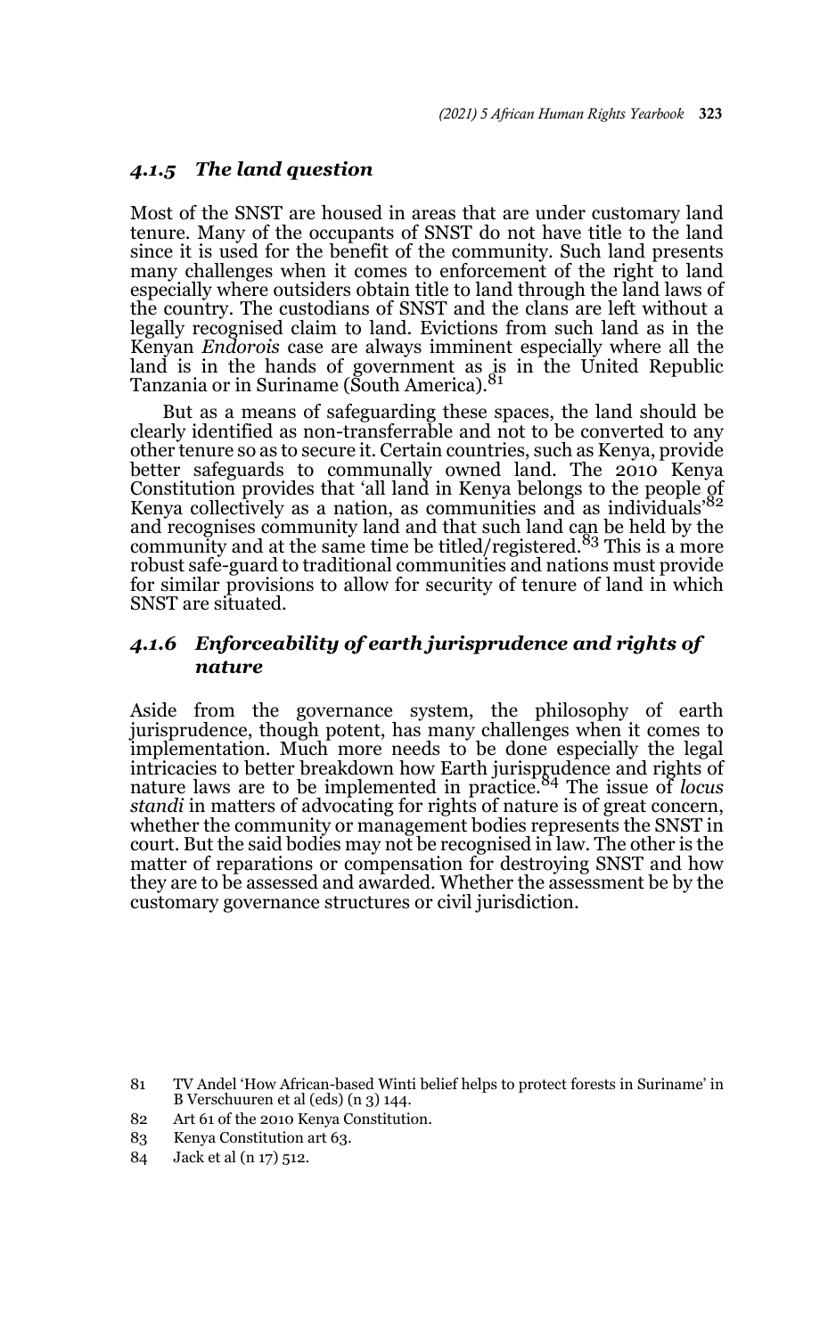### *4.1.5 The land question*

Most of the SNST are housed in areas that are under customary land tenure. Many of the occupants of SNST do not have title to the land since it is used for the benefit of the community. Such land presents many challenges when it comes to enforcement of the right to land especially where outsiders obtain title to land through the land laws of the country. The custodians of SNST and the clans are left without a legally recognised claim to land. Evictions from such land as in the Kenyan *Endorois* case are always imminent especially where all the land is in the hands of government as is in the United Republic Tanzania or in Suriname (South America).[81]

But as a means of safeguarding these spaces, the land should be clearly identified as non-transferrable and not to be converted to any other tenure so as to secure it. Certain countries, such as Kenya, provide better safeguards to communally owned land. The 2010 Kenya Constitution provides that 'all land in Kenya belongs to the people of Kenya collectively as a nation, as communities and as individuals'[82] and recognises community land and that such land can be held by the community and at the same time be titled/registered.[83] This is a more robust safe-guard to traditional communities and nations must provide for similar provisions to allow for security of tenure of land in which SNST are situated.

### *4.1.6 Enforceability of earth jurisprudence and rights of nature*

Aside from the governance system, the philosophy of earth jurisprudence, though potent, has many challenges when it comes to implementation. Much more needs to be done especially the legal intricacies to better breakdown how Earth jurisprudence and rights of nature laws are to be implemented in practice.[84] The issue of *locus standi* in matters of advocating for rights of nature is of great concern, whether the community or management bodies represents the SNST in court. But the said bodies may not be recognised in law. The other is the matter of reparations or compensation for destroying SNST and how they are to be assessed and awarded. Whether the assessment be by the customary governance structures or civil jurisdiction.

---

81 TV Andel 'How African-based Winti belief helps to protect forests in Suriname' in B Verschuuren et al (eds) (n 3) 144.

82 Art 61 of the 2010 Kenya Constitution.

83 Kenya Constitution art 63.

84 Jack et al (n 17) 512.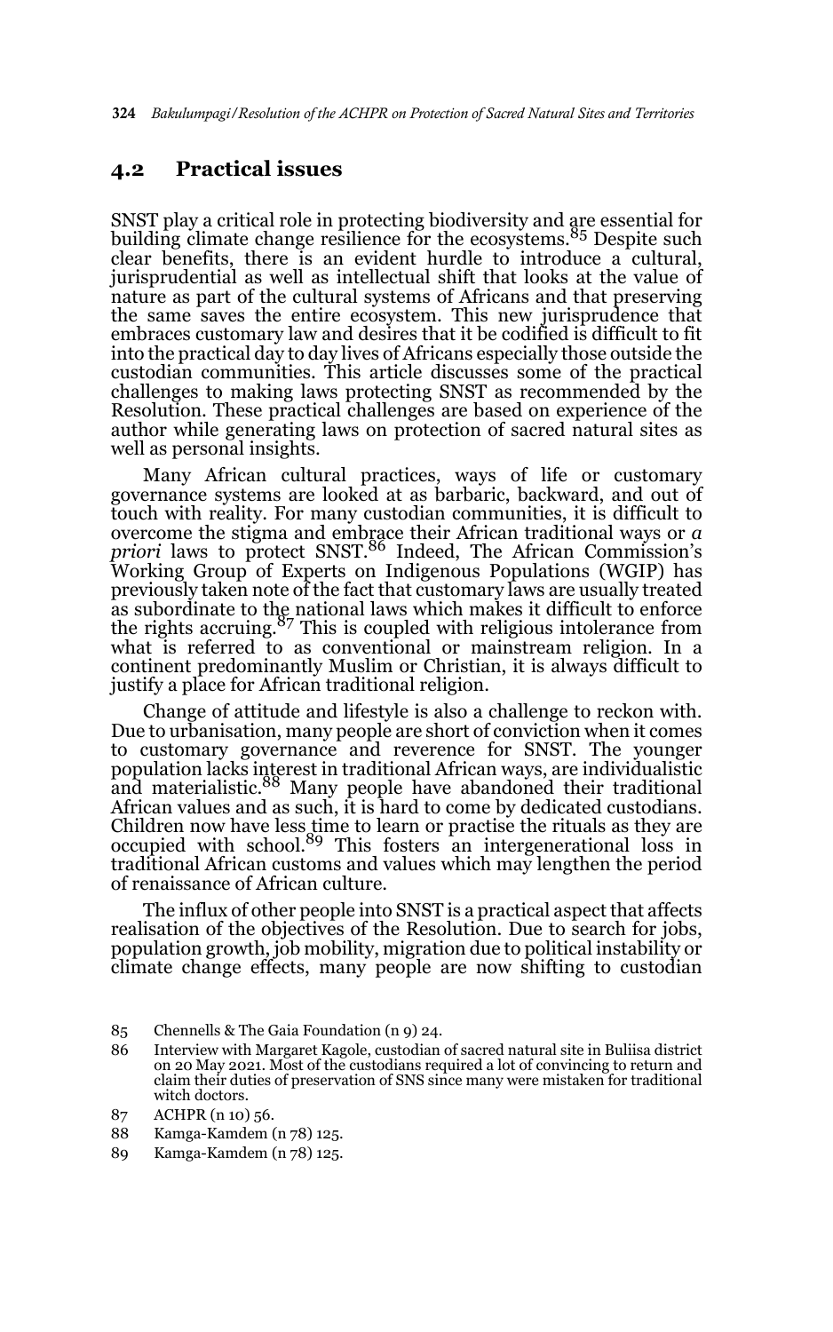## 4.2 Practical issues

SNST play a critical role in protecting biodiversity and are essential for building climate change resilience for the ecosystems.[85] Despite such clear benefits, there is an evident hurdle to introduce a cultural, jurisprudential as well as intellectual shift that looks at the value of nature as part of the cultural systems of Africans and that preserving the same saves the entire ecosystem. This new jurisprudence that embraces customary law and desires that it be codified is difficult to fit into the practical day to day lives of Africans especially those outside the custodian communities. This article discusses some of the practical challenges to making laws protecting SNST as recommended by the Resolution. These practical challenges are based on experience of the author while generating laws on protection of sacred natural sites as well as personal insights.

Many African cultural practices, ways of life or customary governance systems are looked at as barbaric, backward, and out of touch with reality. For many custodian communities, it is difficult to overcome the stigma and embrace their African traditional ways or *a priori* laws to protect SNST.[86] Indeed, The African Commission's Working Group of Experts on Indigenous Populations (WGIP) has previously taken note of the fact that customary laws are usually treated as subordinate to the national laws which makes it difficult to enforce the rights accruing.[87] This is coupled with religious intolerance from what is referred to as conventional or mainstream religion. In a continent predominantly Muslim or Christian, it is always difficult to justify a place for African traditional religion.

Change of attitude and lifestyle is also a challenge to reckon with. Due to urbanisation, many people are short of conviction when it comes to customary governance and reverence for SNST. The younger population lacks interest in traditional African ways, are individualistic and materialistic.[88] Many people have abandoned their traditional African values and as such, it is hard to come by dedicated custodians. Children now have less time to learn or practise the rituals as they are occupied with school.[89] This fosters an intergenerational loss in traditional African customs and values which may lengthen the period of renaissance of African culture.

The influx of other people into SNST is a practical aspect that affects realisation of the objectives of the Resolution. Due to search for jobs, population growth, job mobility, migration due to political instability or climate change effects, many people are now shifting to custodian

85 Chennells & The Gaia Foundation (n 9) 24.

86 Interview with Margaret Kagole, custodian of sacred natural site in Buliisa district on 20 May 2021. Most of the custodians required a lot of convincing to return and claim their duties of preservation of SNS since many were mistaken for traditional witch doctors.

87 ACHPR (n 10) 56.

88 Kamga-Kamdem (n 78) 125.

89 Kamga-Kamdem (n 78) 125.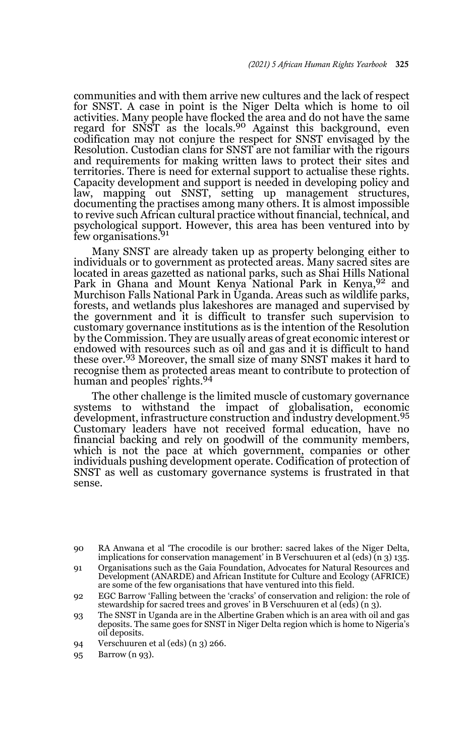communities and with them arrive new cultures and the lack of respect for SNST. A case in point is the Niger Delta which is home to oil activities. Many people have flocked the area and do not have the same regard for SNST as the locals.[90] Against this background, even codification may not conjure the respect for SNST envisaged by the Resolution. Custodian clans for SNST are not familiar with the rigours and requirements for making written laws to protect their sites and territories. There is need for external support to actualise these rights. Capacity development and support is needed in developing policy and law, mapping out SNST, setting up management structures, documenting the practises among many others. It is almost impossible to revive such African cultural practice without financial, technical, and psychological support. However, this area has been ventured into by few organisations.[91]

Many SNST are already taken up as property belonging either to individuals or to government as protected areas. Many sacred sites are located in areas gazetted as national parks, such as Shai Hills National Park in Ghana and Mount Kenya National Park in Kenya,[92] and Murchison Falls National Park in Uganda. Areas such as wildlife parks, forests, and wetlands plus lakeshores are managed and supervised by the government and it is difficult to transfer such supervision to customary governance institutions as is the intention of the Resolution by the Commission. They are usually areas of great economic interest or endowed with resources such as oil and gas and it is difficult to hand these over.[93] Moreover, the small size of many SNST makes it hard to recognise them as protected areas meant to contribute to protection of human and peoples' rights.[94]

The other challenge is the limited muscle of customary governance systems to withstand the impact of globalisation, economic development, infrastructure construction and industry development.[95] Customary leaders have not received formal education, have no financial backing and rely on goodwill of the community members, which is not the pace at which government, companies or other individuals pushing development operate. Codification of protection of SNST as well as customary governance systems is frustrated in that sense.

---

90 RA Anwana et al 'The crocodile is our brother: sacred lakes of the Niger Delta, implications for conservation management' in B Verschuuren et al (eds) (n 3) 135.

91 Organisations such as the Gaia Foundation, Advocates for Natural Resources and Development (ANARDE) and African Institute for Culture and Ecology (AFRICE) are some of the few organisations that have ventured into this field.

92 EGC Barrow 'Falling between the 'cracks' of conservation and religion: the role of stewardship for sacred trees and groves' in B Verschuuren et al (eds) (n 3).

93 The SNST in Uganda are in the Albertine Graben which is an area with oil and gas deposits. The same goes for SNST in Niger Delta region which is home to Nigeria's oil deposits.

94 Verschuuren et al (eds) (n 3) 266.

95 Barrow (n 93).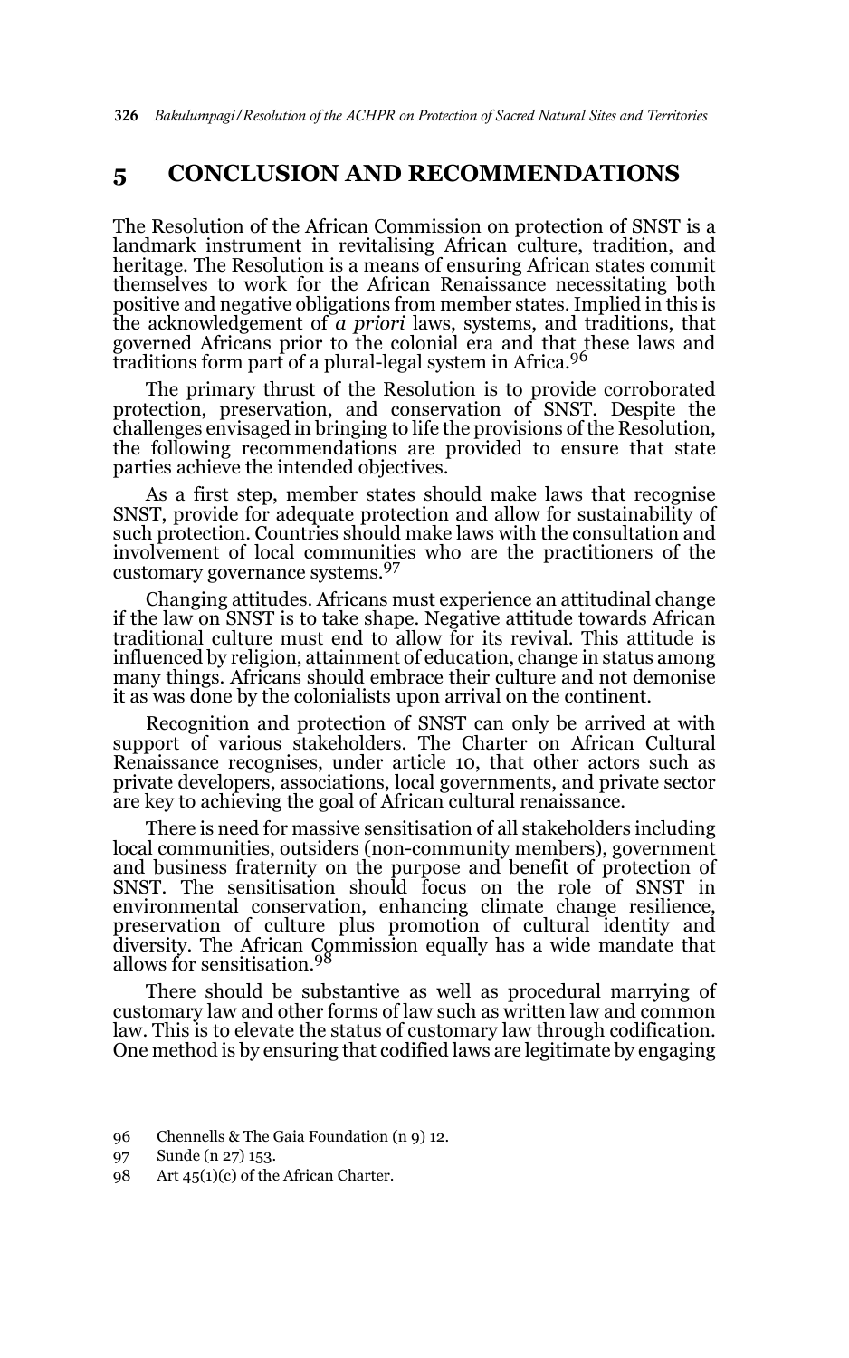## 5 CONCLUSION AND RECOMMENDATIONS

The Resolution of the African Commission on protection of SNST is a landmark instrument in revitalising African culture, tradition, and heritage. The Resolution is a means of ensuring African states commit themselves to work for the African Renaissance necessitating both positive and negative obligations from member states. Implied in this is the acknowledgement of *a priori* laws, systems, and traditions, that governed Africans prior to the colonial era and that these laws and traditions form part of a plural-legal system in Africa.[96]

The primary thrust of the Resolution is to provide corroborated protection, preservation, and conservation of SNST. Despite the challenges envisaged in bringing to life the provisions of the Resolution, the following recommendations are provided to ensure that state parties achieve the intended objectives.

As a first step, member states should make laws that recognise SNST, provide for adequate protection and allow for sustainability of such protection. Countries should make laws with the consultation and involvement of local communities who are the practitioners of the customary governance systems.[97]

Changing attitudes. Africans must experience an attitudinal change if the law on SNST is to take shape. Negative attitude towards African traditional culture must end to allow for its revival. This attitude is influenced by religion, attainment of education, change in status among many things. Africans should embrace their culture and not demonise it as was done by the colonialists upon arrival on the continent.

Recognition and protection of SNST can only be arrived at with support of various stakeholders. The Charter on African Cultural Renaissance recognises, under article 10, that other actors such as private developers, associations, local governments, and private sector are key to achieving the goal of African cultural renaissance.

There is need for massive sensitisation of all stakeholders including local communities, outsiders (non-community members), government and business fraternity on the purpose and benefit of protection of SNST. The sensitisation should focus on the role of SNST in environmental conservation, enhancing climate change resilience, preservation of culture plus promotion of cultural identity and diversity. The African Commission equally has a wide mandate that allows for sensitisation.[98]

There should be substantive as well as procedural marrying of customary law and other forms of law such as written law and common law. This is to elevate the status of customary law through codification. One method is by ensuring that codified laws are legitimate by engaging

96 Chennells & The Gaia Foundation (n 9) 12.

97 Sunde (n 27) 153.

98 Art 45(1)(c) of the African Charter.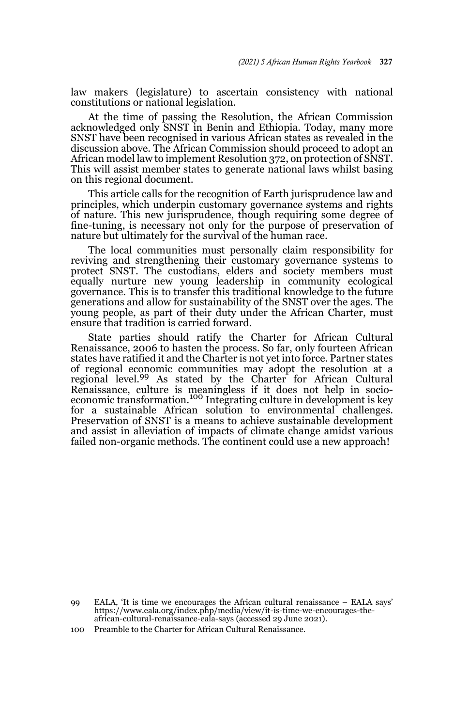law makers (legislature) to ascertain consistency with national constitutions or national legislation.

At the time of passing the Resolution, the African Commission acknowledged only SNST in Benin and Ethiopia. Today, many more SNST have been recognised in various African states as revealed in the discussion above. The African Commission should proceed to adopt an African model law to implement Resolution 372, on protection of SNST. This will assist member states to generate national laws whilst basing on this regional document.

This article calls for the recognition of Earth jurisprudence law and principles, which underpin customary governance systems and rights of nature. This new jurisprudence, though requiring some degree of fine-tuning, is necessary not only for the purpose of preservation of nature but ultimately for the survival of the human race.

The local communities must personally claim responsibility for reviving and strengthening their customary governance systems to protect SNST. The custodians, elders and society members must equally nurture new young leadership in community ecological governance. This is to transfer this traditional knowledge to the future generations and allow for sustainability of the SNST over the ages. The young people, as part of their duty under the African Charter, must ensure that tradition is carried forward.

State parties should ratify the Charter for African Cultural Renaissance, 2006 to hasten the process. So far, only fourteen African states have ratified it and the Charter is not yet into force. Partner states of regional economic communities may adopt the resolution at a regional level.[99] As stated by the Charter for African Cultural Renaissance, culture is meaningless if it does not help in socio-economic transformation.[100] Integrating culture in development is key for a sustainable African solution to environmental challenges. Preservation of SNST is a means to achieve sustainable development and assist in alleviation of impacts of climate change amidst various failed non-organic methods. The continent could use a new approach!

99 EALA, 'It is time we encourages the African cultural renaissance – EALA says' https://www.eala.org/index.php/media/view/it-is-time-we-encourages-the-african-cultural-renaissance-eala-says (accessed 29 June 2021).

100 Preamble to the Charter for African Cultural Renaissance.